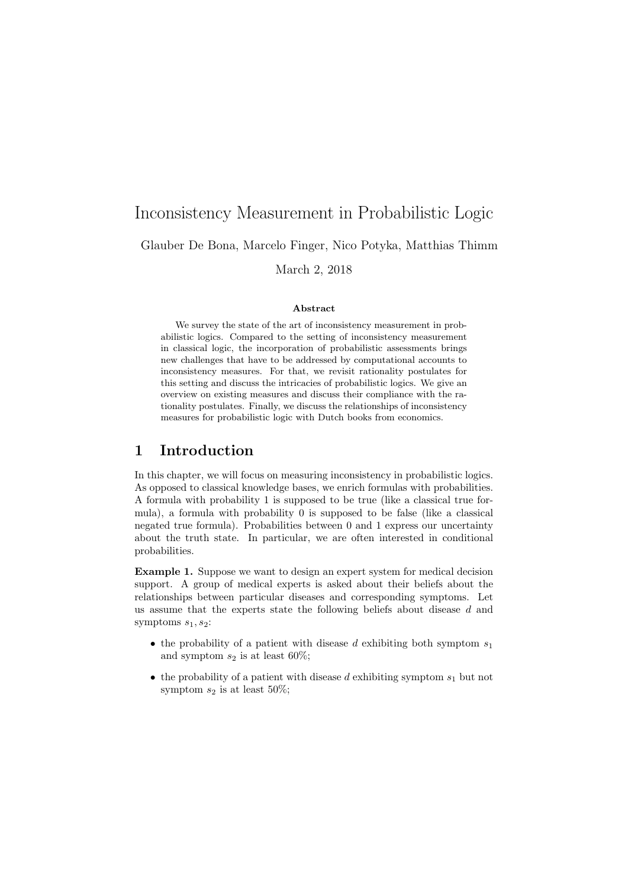# Inconsistency Measurement in Probabilistic Logic

Glauber De Bona, Marcelo Finger, Nico Potyka, Matthias Thimm

March 2, 2018

**Abstract**

We survey the state of the art of inconsistency measurement in probabilistic logics. Compared to the setting of inconsistency measurement in classical logic, the incorporation of probabilistic assessments brings new challenges that have to be addressed by computational accounts to inconsistency measures. For that, we revisit rationality postulates for this setting and discuss the intricacies of probabilistic logics. We give an overview on existing measures and discuss their compliance with the rationality postulates. Finally, we discuss the relationships of inconsistency measures for probabilistic logic with Dutch books from economics.

## 1 Introduction

In this chapter, we will focus on measuring inconsistency in probabilistic logics. As opposed to classical knowledge bases, we enrich formulas with probabilities. A formula with probability 1 is supposed to be true (like a classical true formula), a formula with probability 0 is supposed to be false (like a classical negated true formula). Probabilities between 0 and 1 express our uncertainty about the truth state. In particular, we are often interested in conditional probabilities.

**Example 1.** Suppose we want to design an expert system for medical decision support. A group of medical experts is asked about their beliefs about the relationships between particular diseases and corresponding symptoms. Let us assume that the experts state the following beliefs about disease $d$ and symptoms $s_1, s_2$:

- the probability of a patient with disease $d$ exhibiting both symptom $s_1$ and symptom $s_2$ is at least 60%;
- the probability of a patient with disease $d$ exhibiting symptom $s_1$ but not symptom $s_2$ is at least 50%;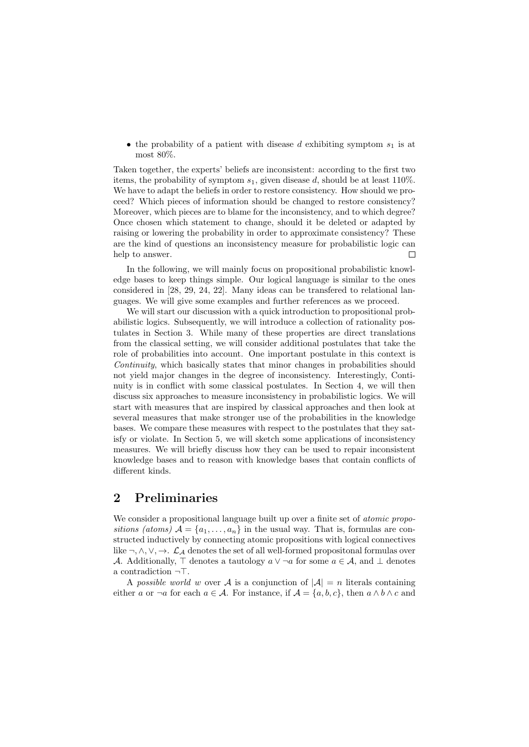- the probability of a patient with disease $d$ exhibiting symptom $s_1$ is at most 80%.

Taken together, the experts' beliefs are inconsistent: according to the first two items, the probability of symptom $s_1$, given disease $d$, should be at least 110%. We have to adapt the beliefs in order to restore consistency. How should we proceed? Which pieces of information should be changed to restore consistency? Moreover, which pieces are to blame for the inconsistency, and to which degree? Once chosen which statement to change, should it be deleted or adapted by raising or lowering the probability in order to approximate consistency? These are the kind of questions an inconsistency measure for probabilistic logic can help to answer. □

In the following, we will mainly focus on propositional probabilistic knowledge bases to keep things simple. Our logical language is similar to the ones considered in [28, 29, 24, 22]. Many ideas can be transfered to relational languages. We will give some examples and further references as we proceed.

We will start our discussion with a quick introduction to propositional probabilistic logics. Subsequently, we will introduce a collection of rationality postulates in Section 3. While many of these properties are direct translations from the classical setting, we will consider additional postulates that take the role of probabilities into account. One important postulate in this context is *Continuity*, which basically states that minor changes in probabilities should not yield major changes in the degree of inconsistency. Interestingly, Continuity is in conflict with some classical postulates. In Section 4, we will then discuss six approaches to measure inconsistency in probabilistic logics. We will start with measures that are inspired by classical approaches and then look at several measures that make stronger use of the probabilities in the knowledge bases. We compare these measures with respect to the postulates that they satisfy or violate. In Section 5, we will sketch some applications of inconsistency measures. We will briefly discuss how they can be used to repair inconsistent knowledge bases and to reason with knowledge bases that contain conflicts of different kinds.

## 2 Preliminaries

We consider a propositional language built up over a finite set of *atomic propositions (atoms)* $\mathcal{A} = \{a_1, \ldots, a_n\}$ in the usual way. That is, formulas are constructed inductively by connecting atomic propositions with logical connectives like $\neg, \wedge, \vee, \rightarrow$. $\mathcal{L}_\mathcal{A}$ denotes the set of all well-formed propositonal formulas over $\mathcal{A}$. Additionally, $\top$ denotes a tautology $a \vee \neg a$ for some $a \in \mathcal{A}$, and $\bot$ denotes a contradiction $\neg\top$.

A *possible world* $w$ over $\mathcal{A}$ is a conjunction of $|\mathcal{A}| = n$ literals containing either $a$ or $\neg a$ for each $a \in \mathcal{A}$. For instance, if $\mathcal{A} = \{a, b, c\}$, then $a \wedge b \wedge c$ and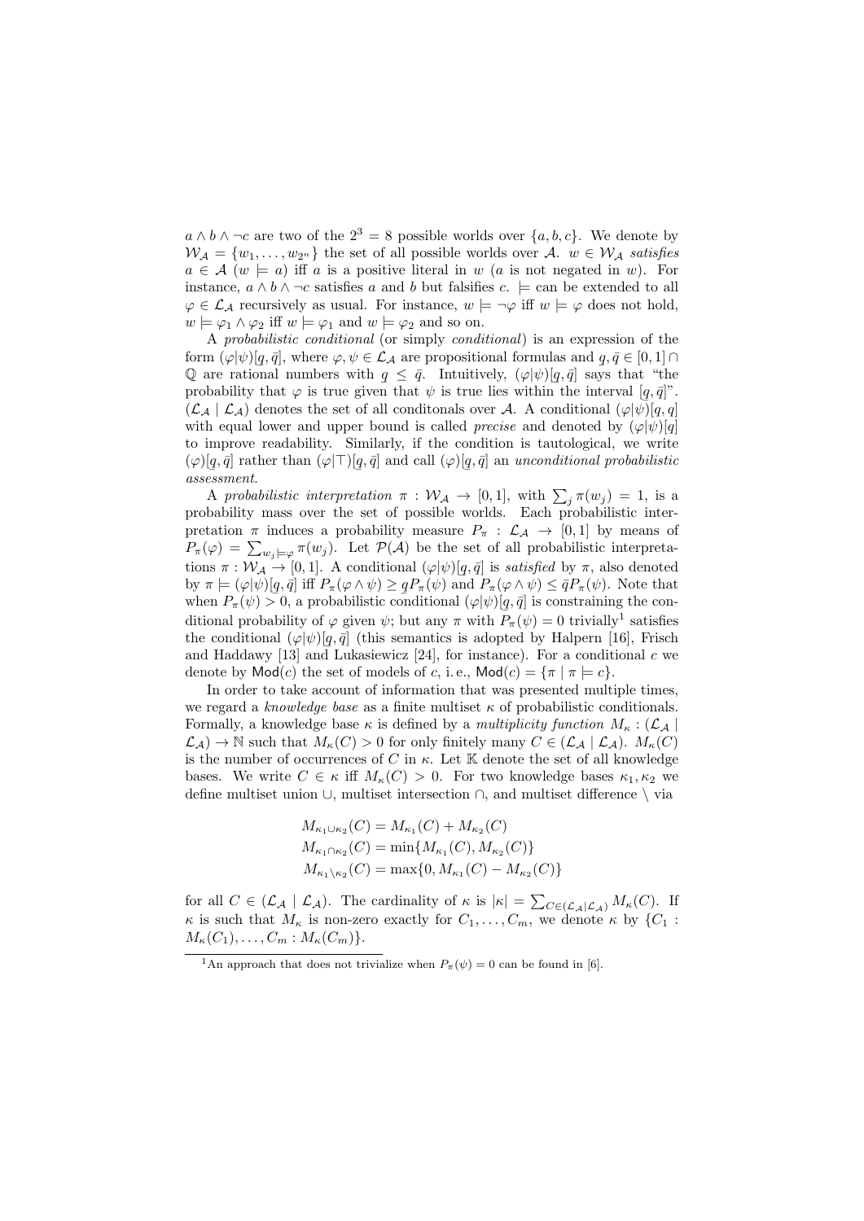$a \wedge b \wedge \neg c$ are two of the $2^3 = 8$ possible worlds over $\{a, b, c\}$. We denote by $\mathcal{W}_\mathcal{A} = \{w_1, \ldots, w_{2^n}\}$ the set of all possible worlds over $\mathcal{A}$. $w \in \mathcal{W}_\mathcal{A}$ *satisfies* $a \in \mathcal{A}$ ($w \models a$) iff $a$ is a positive literal in $w$ ($a$ is not negated in $w$). For instance, $a \wedge b \wedge \neg c$ satisfies $a$ and $b$ but falsifies $c$. $\models$ can be extended to all $\varphi \in \mathcal{L}_\mathcal{A}$ recursively as usual. For instance, $w \models \neg\varphi$ iff $w \models \varphi$ does not hold, $w \models \varphi_1 \wedge \varphi_2$ iff $w \models \varphi_1$ and $w \models \varphi_2$ and so on.

A *probabilistic conditional* (or simply *conditional*) is an expression of the form $(\varphi|\psi)[\underline{q}, \bar{q}]$, where $\varphi, \psi \in \mathcal{L}_\mathcal{A}$ are propositional formulas and $\underline{q}, \bar{q} \in [0,1] \cap \mathbb{Q}$ are rational numbers with $\underline{q} \leq \bar{q}$. Intuitively, $(\varphi|\psi)[\underline{q}, \bar{q}]$ says that "the probability that $\varphi$ is true given that $\psi$ is true lies within the interval $[\underline{q}, \bar{q}]$". $(\mathcal{L}_\mathcal{A} \mid \mathcal{L}_\mathcal{A})$ denotes the set of all conditonals over $\mathcal{A}$. A conditional $(\varphi|\psi)[q, q]$ with equal lower and upper bound is called *precise* and denoted by $(\varphi|\psi)[q]$ to improve readability. Similarly, if the condition is tautological, we write $(\varphi)[\underline{q}, \bar{q}]$ rather than $(\varphi|\top)[\underline{q}, \bar{q}]$ and call $(\varphi)[\underline{q}, \bar{q}]$ an *unconditional probabilistic assessment*.

A *probabilistic interpretation* $\pi : \mathcal{W}_\mathcal{A} \to [0,1]$, with $\sum_j \pi(w_j) = 1$, is a probability mass over the set of possible worlds. Each probabilistic interpretation $\pi$ induces a probability measure $P_\pi : \mathcal{L}_\mathcal{A} \to [0,1]$ by means of $P_\pi(\varphi) = \sum_{w_j \models \varphi} \pi(w_j)$. Let $\mathcal{P}(\mathcal{A})$ be the set of all probabilistic interpretations $\pi : \mathcal{W}_\mathcal{A} \to [0,1]$. A conditional $(\varphi|\psi)[\underline{q}, \bar{q}]$ is *satisfied* by $\pi$, also denoted by $\pi \models (\varphi|\psi)[\underline{q}, \bar{q}]$ iff $P_\pi(\varphi \wedge \psi) \geq \underline{q} P_\pi(\psi)$ and $P_\pi(\varphi \wedge \psi) \leq \bar{q} P_\pi(\psi)$. Note that when $P_\pi(\psi) > 0$, a probabilistic conditional $(\varphi|\psi)[\underline{q}, \bar{q}]$ is constraining the conditional probability of $\varphi$ given $\psi$; but any $\pi$ with $P_\pi(\psi) = 0$ trivially[1] satisfies the conditional $(\varphi|\psi)[\underline{q}, \bar{q}]$ (this semantics is adopted by Halpern [16], Frisch and Haddawy [13] and Lukasiewicz [24], for instance). For a conditional $c$ we denote by $\mathsf{Mod}(c)$ the set of models of $c$, i. e., $\mathsf{Mod}(c) = \{\pi \mid \pi \models c\}$.

In order to take account of information that was presented multiple times, we regard a *knowledge base* as a finite multiset $\kappa$ of probabilistic conditionals. Formally, a knowledge base $\kappa$ is defined by a *multiplicity function* $M_\kappa : (\mathcal{L}_\mathcal{A} \mid \mathcal{L}_\mathcal{A}) \to \mathbb{N}$ such that $M_\kappa(C) > 0$ for only finitely many $C \in (\mathcal{L}_\mathcal{A} \mid \mathcal{L}_\mathcal{A})$. $M_\kappa(C)$ is the number of occurrences of $C$ in $\kappa$. Let $\mathbb{K}$ denote the set of all knowledge bases. We write $C \in \kappa$ iff $M_\kappa(C) > 0$. For two knowledge bases $\kappa_1, \kappa_2$ we define multiset union $\cup$, multiset intersection $\cap$, and multiset difference $\setminus$ via

$$
\begin{aligned}
M_{\kappa_1 \cup \kappa_2}(C) &= M_{\kappa_1}(C) + M_{\kappa_2}(C) \\
M_{\kappa_1 \cap \kappa_2}(C) &= \min\{M_{\kappa_1}(C), M_{\kappa_2}(C)\} \\
M_{\kappa_1 \setminus \kappa_2}(C) &= \max\{0, M_{\kappa_1}(C) - M_{\kappa_2}(C)\}
\end{aligned}
$$

for all $C \in (\mathcal{L}_\mathcal{A} \mid \mathcal{L}_\mathcal{A})$. The cardinality of $\kappa$ is $|\kappa| = \sum_{C \in (\mathcal{L}_\mathcal{A} \mid \mathcal{L}_\mathcal{A})} M_\kappa(C)$. If $\kappa$ is such that $M_\kappa$ is non-zero exactly for $C_1, \ldots, C_m$, we denote $\kappa$ by $\{C_1 : M_\kappa(C_1), \ldots, C_m : M_\kappa(C_m)\}$.

[1] An approach that does not trivialize when $P_\pi(\psi) = 0$ can be found in [6].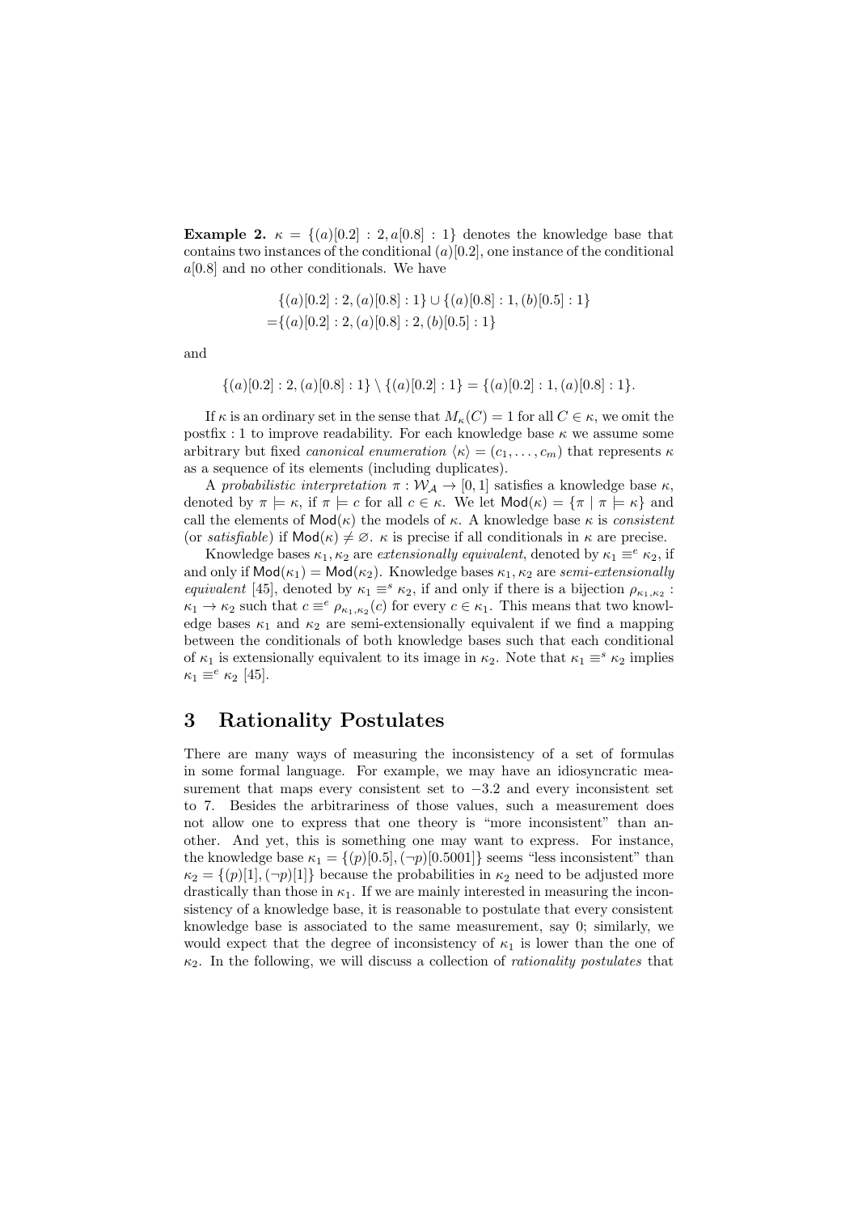**Example 2.** $\kappa = \{(a)[0.2] : 2, a[0.8] : 1\}$ denotes the knowledge base that contains two instances of the conditional $(a)[0.2]$, one instance of the conditional $a[0.8]$ and no other conditionals. We have

$$
\begin{aligned}
&\{(a)[0.2] : 2, (a)[0.8] : 1\} \cup \{(a)[0.8] : 1, (b)[0.5] : 1\} \\
=&\{(a)[0.2] : 2, (a)[0.8] : 2, (b)[0.5] : 1\}
\end{aligned}
$$

and

$$
\{(a)[0.2] : 2, (a)[0.8] : 1\} \setminus \{(a)[0.2] : 1\} = \{(a)[0.2] : 1, (a)[0.8] : 1\}.
$$

If $\kappa$ is an ordinary set in the sense that $M_\kappa(C) = 1$ for all $C \in \kappa$, we omit the postfix $: 1$ to improve readability. For each knowledge base $\kappa$ we assume some arbitrary but fixed *canonical enumeration* $\langle\kappa\rangle = (c_1, \ldots, c_m)$ that represents $\kappa$ as a sequence of its elements (including duplicates).

A *probabilistic interpretation* $\pi : \mathcal{W}_\mathcal{A} \to [0, 1]$ satisfies a knowledge base $\kappa$, denoted by $\pi \models \kappa$, if $\pi \models c$ for all $c \in \kappa$. We let $\mathsf{Mod}(\kappa) = \{\pi \mid \pi \models \kappa\}$ and call the elements of $\mathsf{Mod}(\kappa)$ the models of $\kappa$. A knowledge base $\kappa$ is *consistent* (or *satisfiable*) if $\mathsf{Mod}(\kappa) \neq \varnothing$. $\kappa$ is precise if all conditionals in $\kappa$ are precise.

Knowledge bases $\kappa_1, \kappa_2$ are *extensionally equivalent*, denoted by $\kappa_1 \equiv^e \kappa_2$, if and only if $\mathsf{Mod}(\kappa_1) = \mathsf{Mod}(\kappa_2)$. Knowledge bases $\kappa_1, \kappa_2$ are *semi-extensionally equivalent* [45], denoted by $\kappa_1 \equiv^s \kappa_2$, if and only if there is a bijection $\rho_{\kappa_1,\kappa_2} : \kappa_1 \to \kappa_2$ such that $c \equiv^e \rho_{\kappa_1,\kappa_2}(c)$ for every $c \in \kappa_1$. This means that two knowledge bases $\kappa_1$ and $\kappa_2$ are semi-extensionally equivalent if we find a mapping between the conditionals of both knowledge bases such that each conditional of $\kappa_1$ is extensionally equivalent to its image in $\kappa_2$. Note that $\kappa_1 \equiv^s \kappa_2$ implies $\kappa_1 \equiv^e \kappa_2$ [45].

# 3 Rationality Postulates

There are many ways of measuring the inconsistency of a set of formulas in some formal language. For example, we may have an idiosyncratic measurement that maps every consistent set to $-3.2$ and every inconsistent set to 7. Besides the arbitrariness of those values, such a measurement does not allow one to express that one theory is "more inconsistent" than another. And yet, this is something one may want to express. For instance, the knowledge base $\kappa_1 = \{(p)[0.5], (\neg p)[0.5001]\}$ seems "less inconsistent" than $\kappa_2 = \{(p)[1], (\neg p)[1]\}$ because the probabilities in $\kappa_2$ need to be adjusted more drastically than those in $\kappa_1$. If we are mainly interested in measuring the inconsistency of a knowledge base, it is reasonable to postulate that every consistent knowledge base is associated to the same measurement, say 0; similarly, we would expect that the degree of inconsistency of $\kappa_1$ is lower than the one of $\kappa_2$. In the following, we will discuss a collection of *rationality postulates* that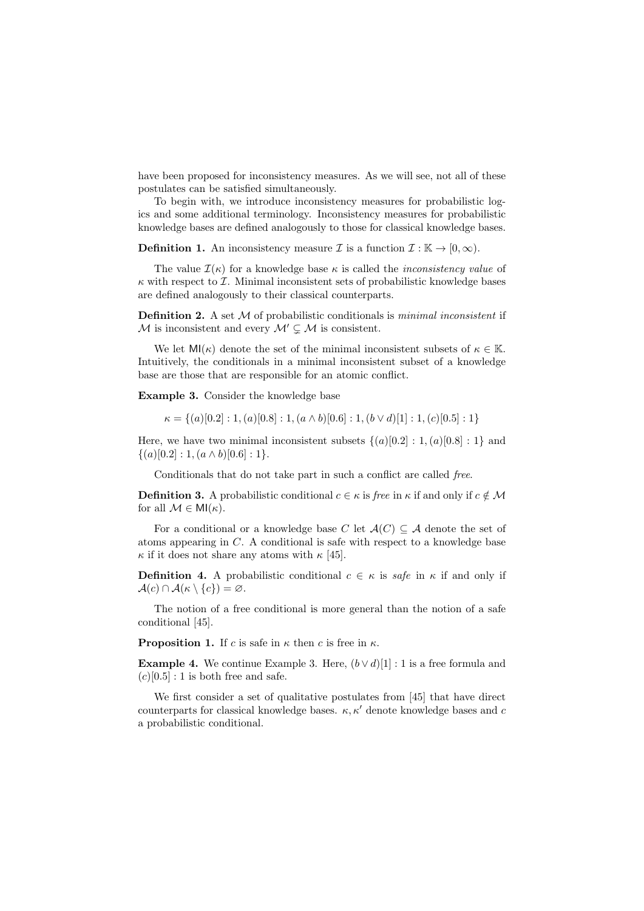have been proposed for inconsistency measures. As we will see, not all of these postulates can be satisfied simultaneously.

To begin with, we introduce inconsistency measures for probabilistic logics and some additional terminology. Inconsistency measures for probabilistic knowledge bases are defined analogously to those for classical knowledge bases.

**Definition 1.** An inconsistency measure $\mathcal{I}$ is a function $\mathcal{I} : \mathbb{K} \to [0, \infty)$.

The value $\mathcal{I}(\kappa)$ for a knowledge base $\kappa$ is called the *inconsistency value* of $\kappa$ with respect to $\mathcal{I}$. Minimal inconsistent sets of probabilistic knowledge bases are defined analogously to their classical counterparts.

**Definition 2.** A set $\mathcal{M}$ of probabilistic conditionals is *minimal inconsistent* if $\mathcal{M}$ is inconsistent and every $\mathcal{M}' \subsetneq \mathcal{M}$ is consistent.

We let $\mathsf{MI}(\kappa)$ denote the set of the minimal inconsistent subsets of $\kappa \in \mathbb{K}$. Intuitively, the conditionals in a minimal inconsistent subset of a knowledge base are those that are responsible for an atomic conflict.

**Example 3.** Consider the knowledge base

$$\kappa = \{(a)[0.2] : 1, (a)[0.8] : 1, (a \wedge b)[0.6] : 1, (b \vee d)[1] : 1, (c)[0.5] : 1\}$$

Here, we have two minimal inconsistent subsets $\{(a)[0.2] : 1, (a)[0.8] : 1\}$ and $\{(a)[0.2] : 1, (a \wedge b)[0.6] : 1\}$.

Conditionals that do not take part in such a conflict are called *free*.

**Definition 3.** A probabilistic conditional $c \in \kappa$ is *free* in $\kappa$ if and only if $c \notin \mathcal{M}$ for all $\mathcal{M} \in \mathsf{MI}(\kappa)$.

For a conditional or a knowledge base $C$ let $\mathcal{A}(C) \subseteq \mathcal{A}$ denote the set of atoms appearing in $C$. A conditional is safe with respect to a knowledge base $\kappa$ if it does not share any atoms with $\kappa$ [45].

**Definition 4.** A probabilistic conditional $c \in \kappa$ is *safe* in $\kappa$ if and only if $\mathcal{A}(c) \cap \mathcal{A}(\kappa \setminus \{c\}) = \varnothing$.

The notion of a free conditional is more general than the notion of a safe conditional [45].

**Proposition 1.** If $c$ is safe in $\kappa$ then $c$ is free in $\kappa$.

**Example 4.** We continue Example 3. Here, $(b \vee d)[1] : 1$ is a free formula and $(c)[0.5] : 1$ is both free and safe.

We first consider a set of qualitative postulates from [45] that have direct counterparts for classical knowledge bases. $\kappa, \kappa'$ denote knowledge bases and $c$ a probabilistic conditional.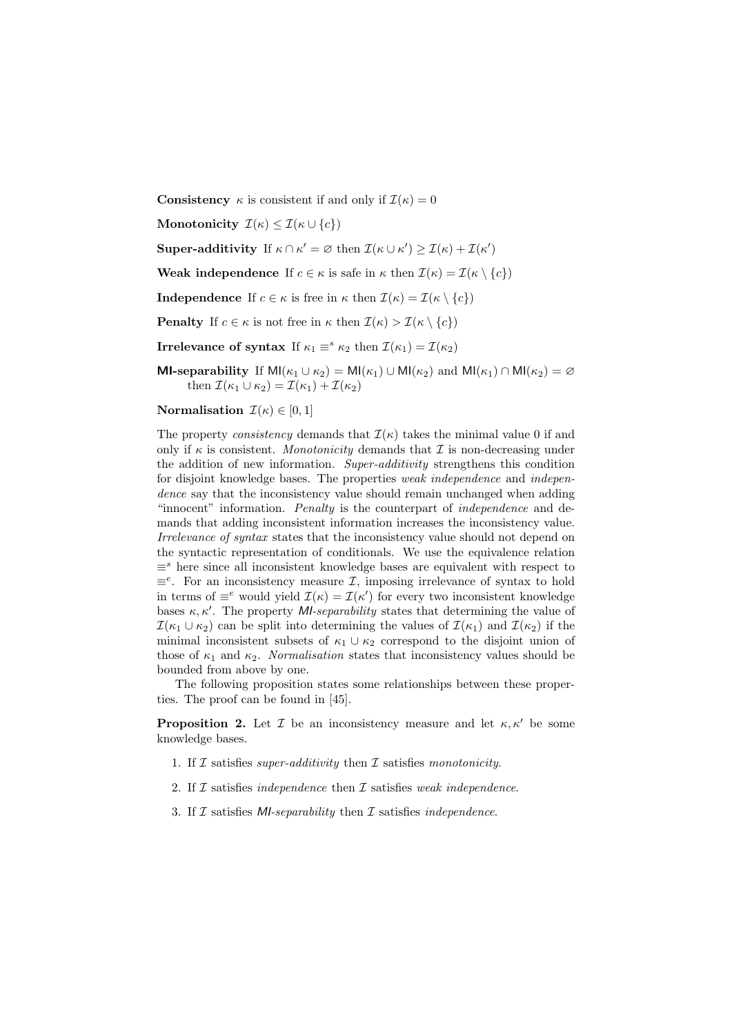**Consistency** $\kappa$ is consistent if and only if $\mathcal{I}(\kappa) = 0$

**Monotonicity** $\mathcal{I}(\kappa) \leq \mathcal{I}(\kappa \cup \{c\})$

**Super-additivity** If $\kappa \cap \kappa' = \varnothing$ then $\mathcal{I}(\kappa \cup \kappa') \geq \mathcal{I}(\kappa) + \mathcal{I}(\kappa')$

**Weak independence** If $c \in \kappa$ is safe in $\kappa$ then $\mathcal{I}(\kappa) = \mathcal{I}(\kappa \setminus \{c\})$

**Independence** If $c \in \kappa$ is free in $\kappa$ then $\mathcal{I}(\kappa) = \mathcal{I}(\kappa \setminus \{c\})$

**Penalty** If $c \in \kappa$ is not free in $\kappa$ then $\mathcal{I}(\kappa) > \mathcal{I}(\kappa \setminus \{c\})$

**Irrelevance of syntax** If $\kappa_1 \equiv^s \kappa_2$ then $\mathcal{I}(\kappa_1) = \mathcal{I}(\kappa_2)$

**MI-separability** If $\mathsf{MI}(\kappa_1 \cup \kappa_2) = \mathsf{MI}(\kappa_1) \cup \mathsf{MI}(\kappa_2)$ and $\mathsf{MI}(\kappa_1) \cap \mathsf{MI}(\kappa_2) = \varnothing$ then $\mathcal{I}(\kappa_1 \cup \kappa_2) = \mathcal{I}(\kappa_1) + \mathcal{I}(\kappa_2)$

**Normalisation** $\mathcal{I}(\kappa) \in [0, 1]$

The property *consistency* demands that $\mathcal{I}(\kappa)$ takes the minimal value 0 if and only if $\kappa$ is consistent. *Monotonicity* demands that $\mathcal{I}$ is non-decreasing under the addition of new information. *Super-additivity* strengthens this condition for disjoint knowledge bases. The properties *weak independence* and *independence* say that the inconsistency value should remain unchanged when adding "innocent" information. *Penalty* is the counterpart of *independence* and demands that adding inconsistent information increases the inconsistency value. *Irrelevance of syntax* states that the inconsistency value should not depend on the syntactic representation of conditionals. We use the equivalence relation $\equiv^s$ here since all inconsistent knowledge bases are equivalent with respect to $\equiv^e$. For an inconsistency measure $\mathcal{I}$, imposing irrelevance of syntax to hold in terms of $\equiv^e$ would yield $\mathcal{I}(\kappa) = \mathcal{I}(\kappa')$ for every two inconsistent knowledge bases $\kappa, \kappa'$. The property *MI-separability* states that determining the value of $\mathcal{I}(\kappa_1 \cup \kappa_2)$ can be split into determining the values of $\mathcal{I}(\kappa_1)$ and $\mathcal{I}(\kappa_2)$ if the minimal inconsistent subsets of $\kappa_1 \cup \kappa_2$ correspond to the disjoint union of those of $\kappa_1$ and $\kappa_2$. *Normalisation* states that inconsistency values should be bounded from above by one.

The following proposition states some relationships between these properties. The proof can be found in [45].

**Proposition 2.** Let $\mathcal{I}$ be an inconsistency measure and let $\kappa, \kappa'$ be some knowledge bases.

1. If $\mathcal{I}$ satisfies *super-additivity* then $\mathcal{I}$ satisfies *monotonicity*.
2. If $\mathcal{I}$ satisfies *independence* then $\mathcal{I}$ satisfies *weak independence*.
3. If $\mathcal{I}$ satisfies *MI-separability* then $\mathcal{I}$ satisfies *independence*.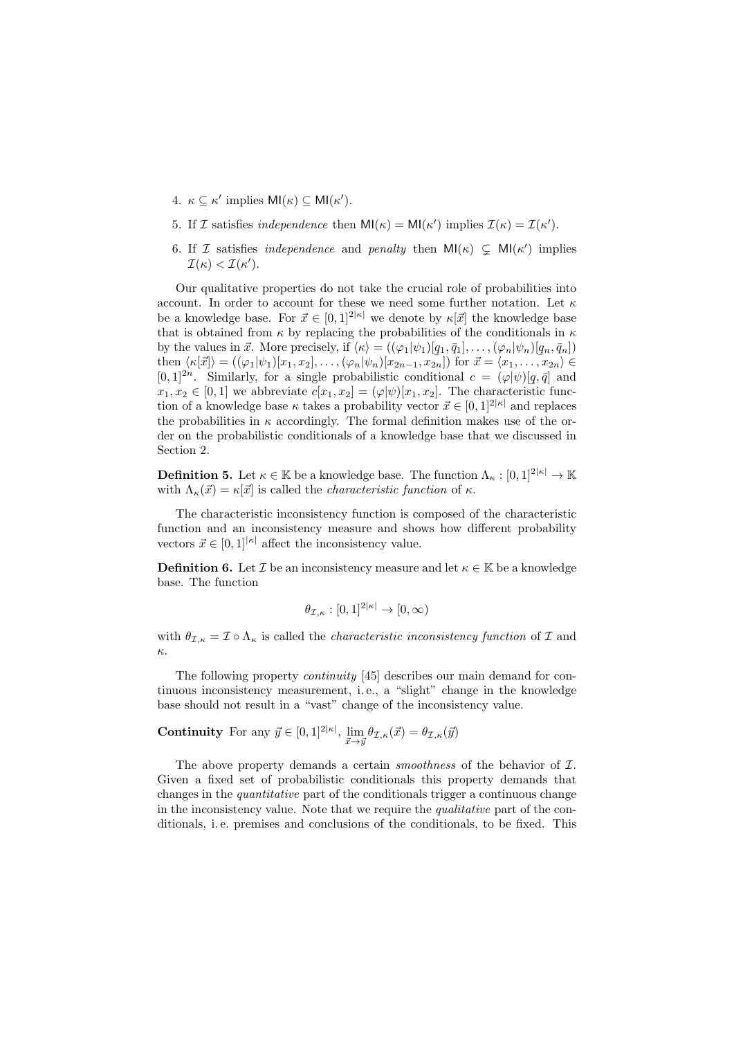4. $\kappa \subseteq \kappa'$ implies $\mathsf{MI}(\kappa) \subseteq \mathsf{MI}(\kappa')$.
5. If $\mathcal{I}$ satisfies *independence* then $\mathsf{MI}(\kappa) = \mathsf{MI}(\kappa')$ implies $\mathcal{I}(\kappa) = \mathcal{I}(\kappa')$.
6. If $\mathcal{I}$ satisfies *independence* and *penalty* then $\mathsf{MI}(\kappa) \subsetneq \mathsf{MI}(\kappa')$ implies $\mathcal{I}(\kappa) < \mathcal{I}(\kappa')$.

Our qualitative properties do not take the crucial role of probabilities into account. In order to account for these we need some further notation. Let $\kappa$ be a knowledge base. For $\vec{x} \in [0,1]^{2|\kappa|}$ we denote by $\kappa[\vec{x}]$ the knowledge base that is obtained from $\kappa$ by replacing the probabilities of the conditionals in $\kappa$ by the values in $\vec{x}$. More precisely, if $\langle \kappa \rangle = ((\varphi_1|\psi_1)[\underline{q}_1, \bar{q}_1], \ldots, (\varphi_n|\psi_n)[\underline{q}_n, \bar{q}_n])$ then $\langle \kappa[\vec{x}] \rangle = ((\varphi_1|\psi_1)[x_1, x_2], \ldots, (\varphi_n|\psi_n)[x_{2n-1}, x_{2n}])$ for $\vec{x} = \langle x_1, \ldots, x_{2n} \rangle \in [0,1]^{2n}$. Similarly, for a single probabilistic conditional $c = (\varphi|\psi)[\underline{q}, \bar{q}]$ and $x_1, x_2 \in [0,1]$ we abbreviate $c[x_1, x_2] = (\varphi|\psi)[x_1, x_2]$. The characteristic function of a knowledge base $\kappa$ takes a probability vector $\vec{x} \in [0,1]^{2|\kappa|}$ and replaces the probabilities in $\kappa$ accordingly. The formal definition makes use of the order on the probabilistic conditionals of a knowledge base that we discussed in Section 2.

**Definition 5.** Let $\kappa \in \mathbb{K}$ be a knowledge base. The function $\Lambda_\kappa : [0,1]^{2|\kappa|} \to \mathbb{K}$ with $\Lambda_\kappa(\vec{x}) = \kappa[\vec{x}]$ is called the *characteristic function* of $\kappa$.

The characteristic inconsistency function is composed of the characteristic function and an inconsistency measure and shows how different probability vectors $\vec{x} \in [0,1]^{|\kappa|}$ affect the inconsistency value.

**Definition 6.** Let $\mathcal{I}$ be an inconsistency measure and let $\kappa \in \mathbb{K}$ be a knowledge base. The function

$$\theta_{\mathcal{I},\kappa} : [0,1]^{2|\kappa|} \to [0, \infty)$$

with $\theta_{\mathcal{I},\kappa} = \mathcal{I} \circ \Lambda_\kappa$ is called the *characteristic inconsistency function* of $\mathcal{I}$ and $\kappa$.

The following property *continuity* [45] describes our main demand for continuous inconsistency measurement, i. e., a "slight" change in the knowledge base should not result in a "vast" change of the inconsistency value.

**Continuity** For any $\vec{y} \in [0,1]^{2|\kappa|}$, $\lim_{\vec{x} \to \vec{y}} \theta_{\mathcal{I},\kappa}(\vec{x}) = \theta_{\mathcal{I},\kappa}(\vec{y})$

The above property demands a certain *smoothness* of the behavior of $\mathcal{I}$. Given a fixed set of probabilistic conditionals this property demands that changes in the *quantitative* part of the conditionals trigger a continuous change in the inconsistency value. Note that we require the *qualitative* part of the conditionals, i. e. premises and conclusions of the conditionals, to be fixed. This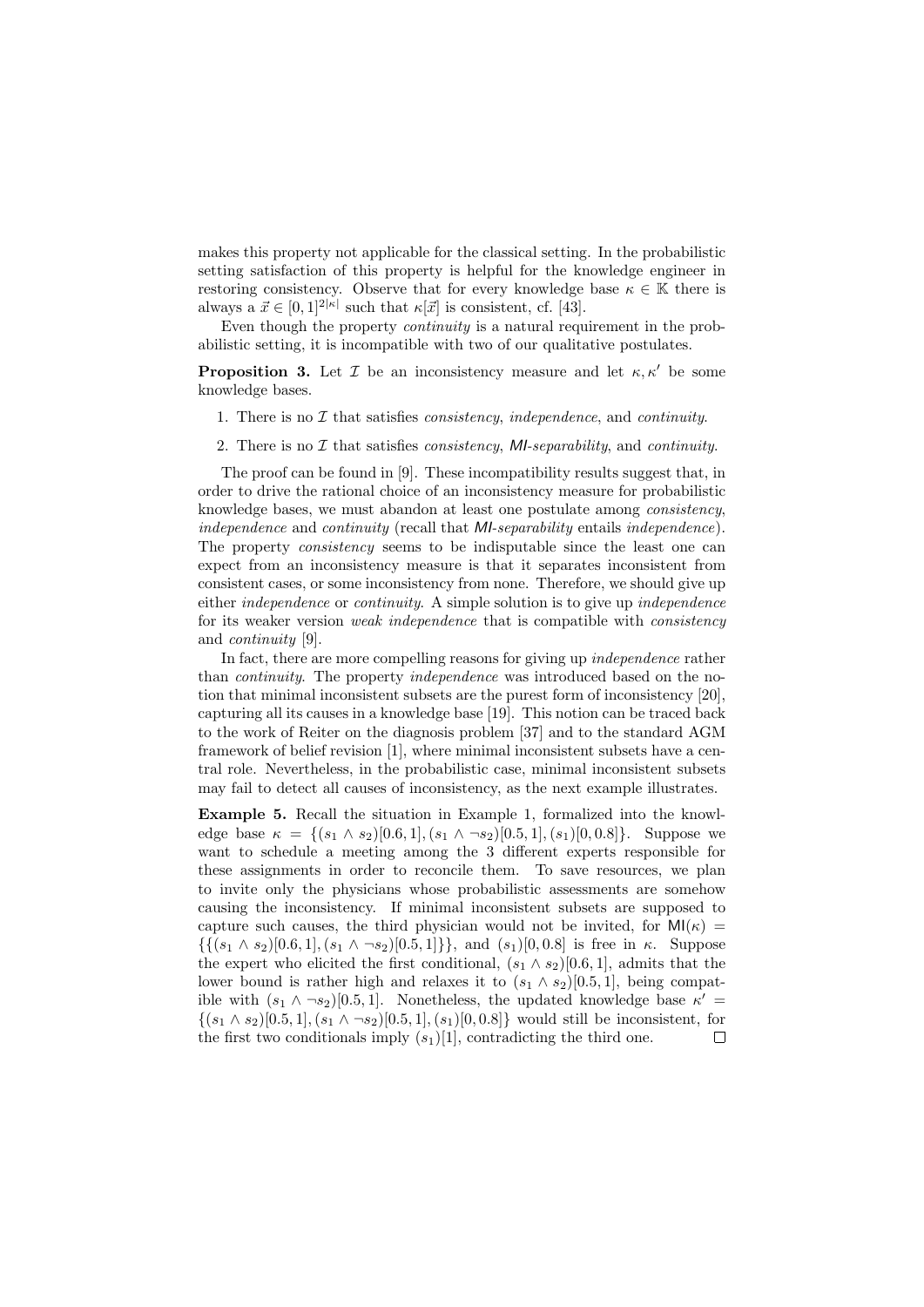makes this property not applicable for the classical setting. In the probabilistic setting satisfaction of this property is helpful for the knowledge engineer in restoring consistency. Observe that for every knowledge base $\kappa \in \mathbb{K}$ there is always a $\vec{x} \in [0,1]^{2|\kappa|}$ such that $\kappa[\vec{x}]$ is consistent, cf. [43].

Even though the property *continuity* is a natural requirement in the probabilistic setting, it is incompatible with two of our qualitative postulates.

**Proposition 3.** Let $\mathcal{I}$ be an inconsistency measure and let $\kappa, \kappa'$ be some knowledge bases.

1. There is no $\mathcal{I}$ that satisfies *consistency*, *independence*, and *continuity*.
2. There is no $\mathcal{I}$ that satisfies *consistency*, *MI-separability*, and *continuity*.

The proof can be found in [9]. These incompatibility results suggest that, in order to drive the rational choice of an inconsistency measure for probabilistic knowledge bases, we must abandon at least one postulate among *consistency*, *independence* and *continuity* (recall that *MI-separability* entails *independence*). The property *consistency* seems to be indisputable since the least one can expect from an inconsistency measure is that it separates inconsistent from consistent cases, or some inconsistency from none. Therefore, we should give up either *independence* or *continuity*. A simple solution is to give up *independence* for its weaker version *weak independence* that is compatible with *consistency* and *continuity* [9].

In fact, there are more compelling reasons for giving up *independence* rather than *continuity*. The property *independence* was introduced based on the notion that minimal inconsistent subsets are the purest form of inconsistency [20], capturing all its causes in a knowledge base [19]. This notion can be traced back to the work of Reiter on the diagnosis problem [37] and to the standard AGM framework of belief revision [1], where minimal inconsistent subsets have a central role. Nevertheless, in the probabilistic case, minimal inconsistent subsets may fail to detect all causes of inconsistency, as the next example illustrates.

**Example 5.** Recall the situation in Example 1, formalized into the knowledge base $\kappa = \{(s_1 \wedge s_2)[0.6, 1], (s_1 \wedge \neg s_2)[0.5, 1], (s_1)[0, 0.8]\}$. Suppose we want to schedule a meeting among the 3 different experts responsible for these assignments in order to reconcile them. To save resources, we plan to invite only the physicians whose probabilistic assessments are somehow causing the inconsistency. If minimal inconsistent subsets are supposed to capture such causes, the third physician would not be invited, for $\mathsf{MI}(\kappa) = \{\{(s_1 \wedge s_2)[0.6, 1], (s_1 \wedge \neg s_2)[0.5, 1]\}\}$, and $(s_1)[0, 0.8]$ is free in $\kappa$. Suppose the expert who elicited the first conditional, $(s_1 \wedge s_2)[0.6, 1]$, admits that the lower bound is rather high and relaxes it to $(s_1 \wedge s_2)[0.5, 1]$, being compatible with $(s_1 \wedge \neg s_2)[0.5, 1]$. Nonetheless, the updated knowledge base $\kappa' = \{(s_1 \wedge s_2)[0.5, 1], (s_1 \wedge \neg s_2)[0.5, 1], (s_1)[0, 0.8]\}$ would still be inconsistent, for the first two conditionals imply $(s_1)[1]$, contradicting the third one. □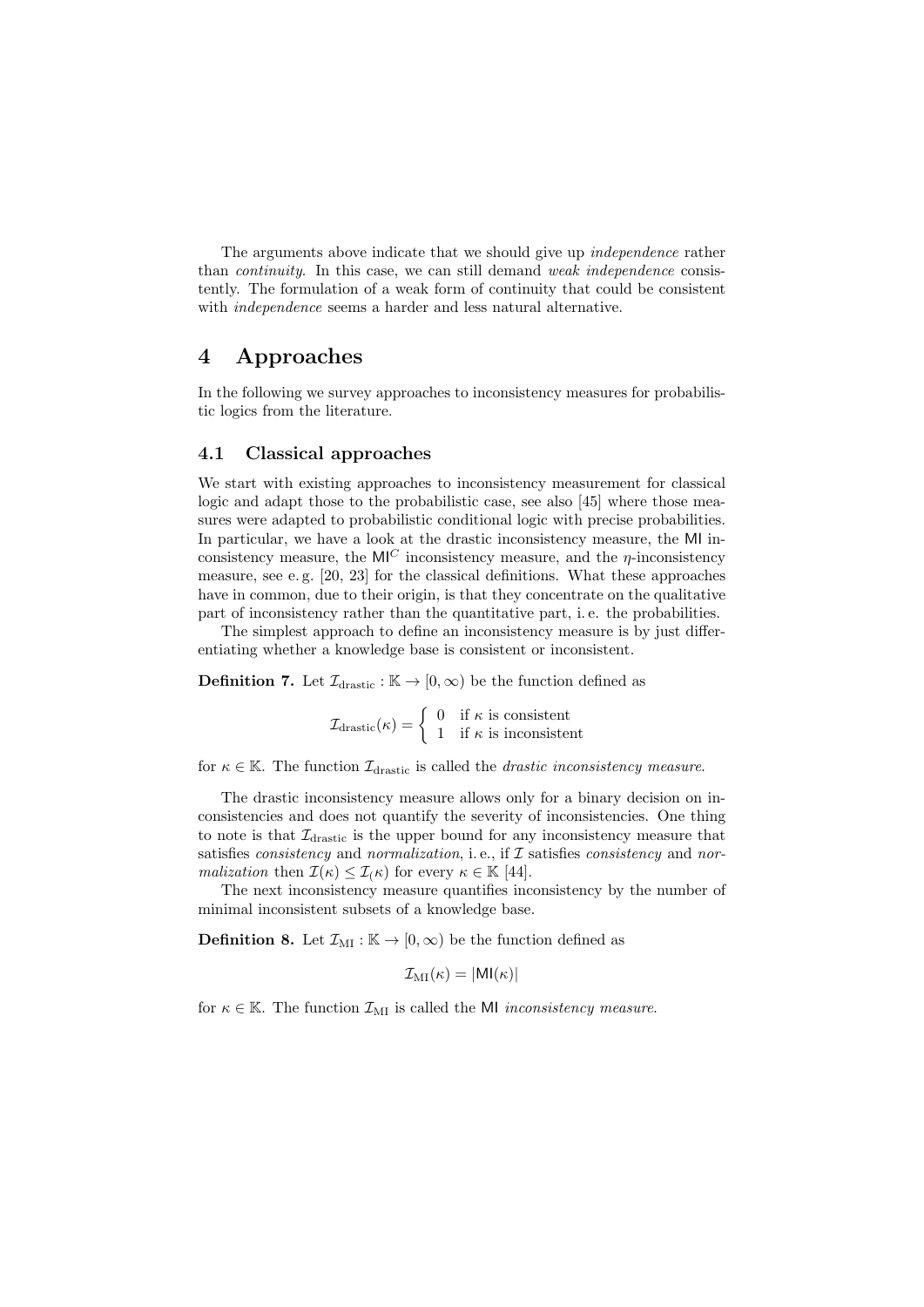The arguments above indicate that we should give up *independence* rather than *continuity*. In this case, we can still demand *weak independence* consistently. The formulation of a weak form of continuity that could be consistent with *independence* seems a harder and less natural alternative.

# 4 Approaches

In the following we survey approaches to inconsistency measures for probabilistic logics from the literature.

## 4.1 Classical approaches

We start with existing approaches to inconsistency measurement for classical logic and adapt those to the probabilistic case, see also [45] where those measures were adapted to probabilistic conditional logic with precise probabilities. In particular, we have a look at the drastic inconsistency measure, the $\mathsf{MI}$ inconsistency measure, the $\mathsf{MI}^C$ inconsistency measure, and the $\eta$-inconsistency measure, see e. g. [20, 23] for the classical definitions. What these approaches have in common, due to their origin, is that they concentrate on the qualitative part of inconsistency rather than the quantitative part, i. e. the probabilities.

The simplest approach to define an inconsistency measure is by just differentiating whether a knowledge base is consistent or inconsistent.

**Definition 7.** Let $\mathcal{I}_{\text{drastic}} : \mathbb{K} \to [0, \infty)$ be the function defined as

$$\mathcal{I}_{\text{drastic}}(\kappa) = \begin{cases} 0 & \text{if } \kappa \text{ is consistent} \\ 1 & \text{if } \kappa \text{ is inconsistent} \end{cases}$$

for $\kappa \in \mathbb{K}$. The function $\mathcal{I}_{\text{drastic}}$ is called the *drastic inconsistency measure*.

The drastic inconsistency measure allows only for a binary decision on inconsistencies and does not quantify the severity of inconsistencies. One thing to note is that $\mathcal{I}_{\text{drastic}}$ is the upper bound for any inconsistency measure that satisfies *consistency* and *normalization*, i. e., if $\mathcal{I}$ satisfies *consistency* and *normalization* then $\mathcal{I}(\kappa) \leq \mathcal{I}_(\kappa)$ for every $\kappa \in \mathbb{K}$ [44].

The next inconsistency measure quantifies inconsistency by the number of minimal inconsistent subsets of a knowledge base.

**Definition 8.** Let $\mathcal{I}_{\text{MI}} : \mathbb{K} \to [0, \infty)$ be the function defined as

$$\mathcal{I}_{\text{MI}}(\kappa) = |\mathsf{MI}(\kappa)|$$

for $\kappa \in \mathbb{K}$. The function $\mathcal{I}_{\text{MI}}$ is called the $\mathsf{MI}$ *inconsistency measure*.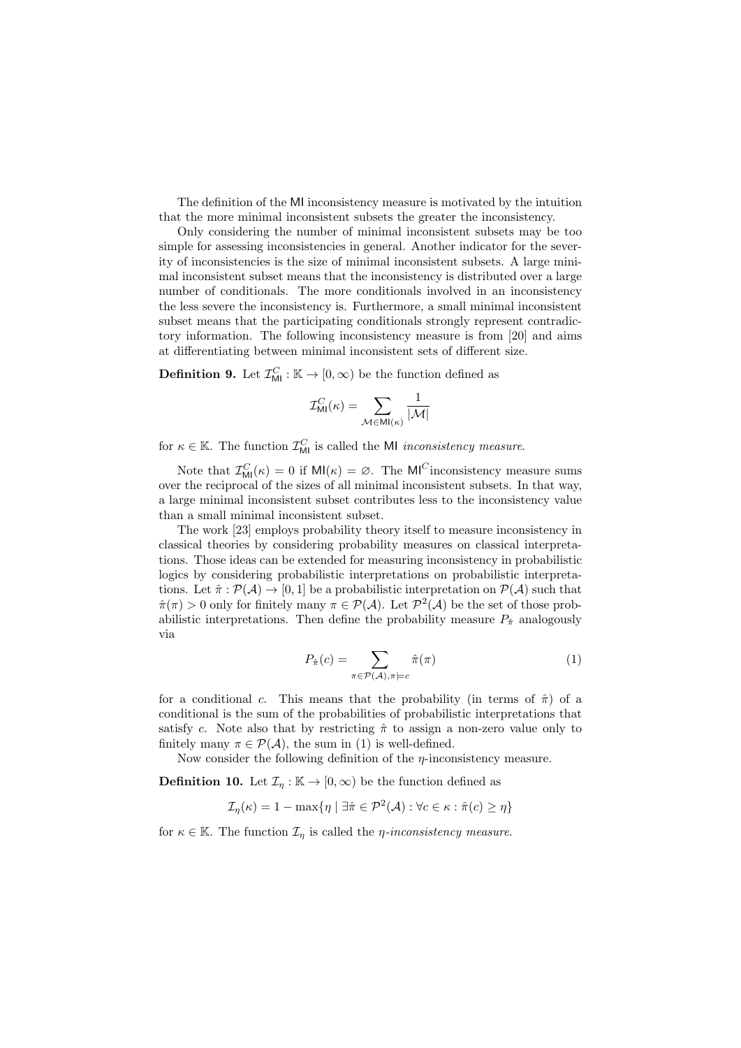The definition of the $\mathsf{MI}$ inconsistency measure is motivated by the intuition that the more minimal inconsistent subsets the greater the inconsistency.

Only considering the number of minimal inconsistent subsets may be too simple for assessing inconsistencies in general. Another indicator for the severity of inconsistencies is the size of minimal inconsistent subsets. A large minimal inconsistent subset means that the inconsistency is distributed over a large number of conditionals. The more conditionals involved in an inconsistency the less severe the inconsistency is. Furthermore, a small minimal inconsistent subset means that the participating conditionals strongly represent contradictory information. The following inconsistency measure is from [20] and aims at differentiating between minimal inconsistent sets of different size.

**Definition 9.** Let $\mathcal{I}^C_{\mathsf{MI}} : \mathbb{K} \to [0, \infty)$ be the function defined as

$$\mathcal{I}^C_{\mathsf{MI}}(\kappa) = \sum_{\mathcal{M} \in \mathsf{MI}(\kappa)} \frac{1}{|\mathcal{M}|}$$

for $\kappa \in \mathbb{K}$. The function $\mathcal{I}^C_{\mathsf{MI}}$ is called the $\mathsf{MI}$ *inconsistency measure*.

Note that $\mathcal{I}^C_{\mathsf{MI}}(\kappa) = 0$ if $\mathsf{MI}(\kappa) = \varnothing$. The $\mathsf{MI}^C$inconsistency measure sums over the reciprocal of the sizes of all minimal inconsistent subsets. In that way, a large minimal inconsistent subset contributes less to the inconsistency value than a small minimal inconsistent subset.

The work [23] employs probability theory itself to measure inconsistency in classical theories by considering probability measures on classical interpretations. Those ideas can be extended for measuring inconsistency in probabilistic logics by considering probabilistic interpretations on probabilistic interpretations. Let $\hat{\pi} : \mathcal{P}(\mathcal{A}) \to [0, 1]$ be a probabilistic interpretation on $\mathcal{P}(\mathcal{A})$ such that $\hat{\pi}(\pi) > 0$ only for finitely many $\pi \in \mathcal{P}(\mathcal{A})$. Let $\mathcal{P}^2(\mathcal{A})$ be the set of those probabilistic interpretations. Then define the probability measure $P_{\hat{\pi}}$ analogously via

$$P_{\hat{\pi}}(c) = \sum_{\pi \in \mathcal{P}(\mathcal{A}), \pi \models c} \hat{\pi}(\pi) \tag{1}$$

for a conditional $c$. This means that the probability (in terms of $\hat{\pi}$) of a conditional is the sum of the probabilities of probabilistic interpretations that satisfy $c$. Note also that by restricting $\hat{\pi}$ to assign a non-zero value only to finitely many $\pi \in \mathcal{P}(\mathcal{A})$, the sum in (1) is well-defined.

Now consider the following definition of the $\eta$-inconsistency measure.

**Definition 10.** Let $\mathcal{I}_\eta : \mathbb{K} \to [0, \infty)$ be the function defined as

$$\mathcal{I}_\eta(\kappa) = 1 - \max\{\eta \mid \exists \hat{\pi} \in \mathcal{P}^2(\mathcal{A}) : \forall c \in \kappa : \hat{\pi}(c) \geq \eta\}$$

for $\kappa \in \mathbb{K}$. The function $\mathcal{I}_\eta$ is called the *$\eta$-inconsistency measure*.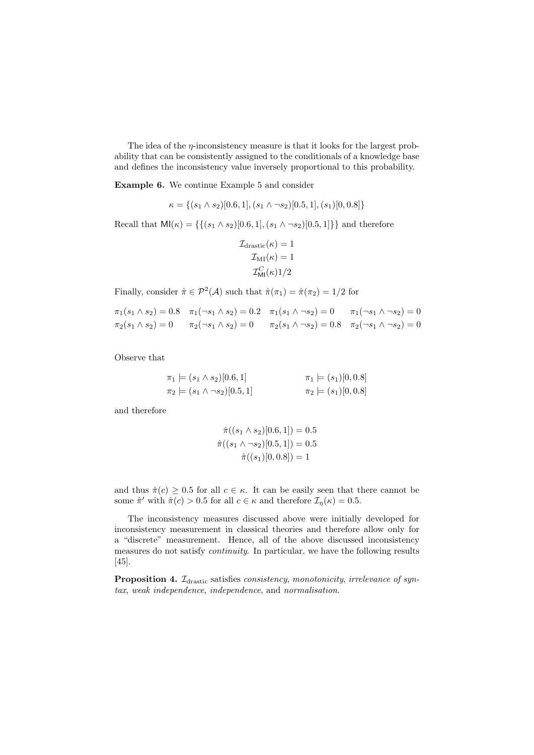The idea of the $\eta$-inconsistency measure is that it looks for the largest probability that can be consistently assigned to the conditionals of a knowledge base and defines the inconsistency value inversely proportional to this probability.

**Example 6.** We continue Example 5 and consider

$$\kappa = \{(s_1 \wedge s_2)[0.6, 1], (s_1 \wedge \neg s_2)[0.5, 1], (s_1)[0, 0.8]\}$$

Recall that $\mathsf{MI}(\kappa) = \{\{(s_1 \wedge s_2)[0.6, 1], (s_1 \wedge \neg s_2)[0.5, 1]\}\}$ and therefore

$$\mathcal{I}_{\text{drastic}}(\kappa) = 1$$
$$\mathcal{I}_{\text{MI}}(\kappa) = 1$$
$$\mathcal{I}^{C}_{\mathsf{MI}}(\kappa)1/2$$

Finally, consider $\hat{\pi} \in \mathcal{P}^2(\mathcal{A})$ such that $\hat{\pi}(\pi_1) = \hat{\pi}(\pi_2) = 1/2$ for

$$\begin{array}{llll}
\pi_1(s_1 \wedge s_2) = 0.8 & \pi_1(\neg s_1 \wedge s_2) = 0.2 & \pi_1(s_1 \wedge \neg s_2) = 0 & \pi_1(\neg s_1 \wedge \neg s_2) = 0 \\
\pi_2(s_1 \wedge s_2) = 0 & \pi_2(\neg s_1 \wedge s_2) = 0 & \pi_2(s_1 \wedge \neg s_2) = 0.8 & \pi_2(\neg s_1 \wedge \neg s_2) = 0
\end{array}$$

Observe that

$$\begin{array}{ll}
\pi_1 \models (s_1 \wedge s_2)[0.6, 1] & \pi_1 \models (s_1)[0, 0.8] \\
\pi_2 \models (s_1 \wedge \neg s_2)[0.5, 1] & \pi_2 \models (s_1)[0, 0.8]
\end{array}$$

and therefore

$$\hat{\pi}((s_1 \wedge s_2)[0.6, 1]) = 0.5$$
$$\hat{\pi}((s_1 \wedge \neg s_2)[0.5, 1]) = 0.5$$
$$\hat{\pi}((s_1)[0, 0.8]) = 1$$

and thus $\hat{\pi}(c) \geq 0.5$ for all $c \in \kappa$. It can be easily seen that there cannot be some $\hat{\pi}'$ with $\hat{\pi}(c) > 0.5$ for all $c \in \kappa$ and therefore $\mathcal{I}_\eta(\kappa) = 0.5$.

The inconsistency measures discussed above were initially developed for inconsistency measurement in classical theories and therefore allow only for a "discrete" measurement. Hence, all of the above discussed inconsistency measures do not satisfy *continuity*. In particular, we have the following results [45].

**Proposition 4.** $\mathcal{I}_{\text{drastic}}$ satisfies *consistency*, *monotonicity*, *irrelevance of syntax*, *weak independence*, *independence*, and *normalisation*.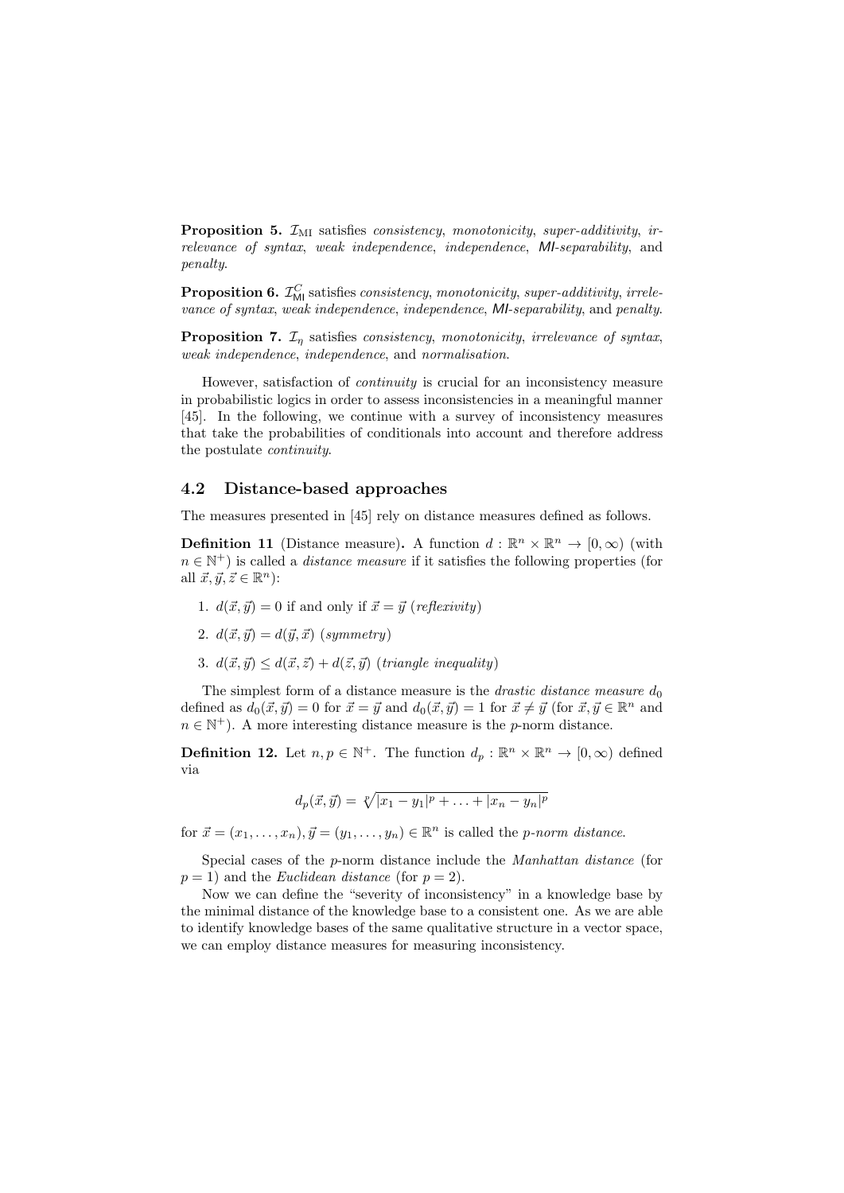**Proposition 5.** $\mathcal{I}_{\text{MI}}$ satisfies *consistency*, *monotonicity*, *super-additivity*, *irrelevance of syntax*, *weak independence*, *independence*, *MI-separability*, and *penalty*.

**Proposition 6.** $\mathcal{I}^{C}_{\mathsf{MI}}$ satisfies *consistency*, *monotonicity*, *super-additivity*, *irrelevance of syntax*, *weak independence*, *independence*, *MI-separability*, and *penalty*.

**Proposition 7.** $\mathcal{I}_{\eta}$ satisfies *consistency*, *monotonicity*, *irrelevance of syntax*, *weak independence*, *independence*, and *normalisation*.

However, satisfaction of *continuity* is crucial for an inconsistency measure in probabilistic logics in order to assess inconsistencies in a meaningful manner [45]. In the following, we continue with a survey of inconsistency measures that take the probabilities of conditionals into account and therefore address the postulate *continuity*.

## 4.2 Distance-based approaches

The measures presented in [45] rely on distance measures defined as follows.

**Definition 11** (Distance measure)**.** A function $d : \mathbb{R}^n \times \mathbb{R}^n \to [0, \infty)$ (with $n \in \mathbb{N}^+$) is called a *distance measure* if it satisfies the following properties (for all $\vec{x}, \vec{y}, \vec{z} \in \mathbb{R}^n$):

1. $d(\vec{x}, \vec{y}) = 0$ if and only if $\vec{x} = \vec{y}$ (*reflexivity*)
2. $d(\vec{x}, \vec{y}) = d(\vec{y}, \vec{x})$ (*symmetry*)
3. $d(\vec{x}, \vec{y}) \leq d(\vec{x}, \vec{z}) + d(\vec{z}, \vec{y})$ (*triangle inequality*)

The simplest form of a distance measure is the *drastic distance measure* $d_0$ defined as $d_0(\vec{x}, \vec{y}) = 0$ for $\vec{x} = \vec{y}$ and $d_0(\vec{x}, \vec{y}) = 1$ for $\vec{x} \neq \vec{y}$ (for $\vec{x}, \vec{y} \in \mathbb{R}^n$ and $n \in \mathbb{N}^+$). A more interesting distance measure is the $p$-norm distance.

**Definition 12.** Let $n, p \in \mathbb{N}^+$. The function $d_p : \mathbb{R}^n \times \mathbb{R}^n \to [0, \infty)$ defined via

$$d_p(\vec{x}, \vec{y}) = \sqrt[p]{|x_1 - y_1|^p + \ldots + |x_n - y_n|^p}$$

for $\vec{x} = (x_1, \ldots, x_n), \vec{y} = (y_1, \ldots, y_n) \in \mathbb{R}^n$ is called the *p-norm distance*.

Special cases of the $p$-norm distance include the *Manhattan distance* (for $p = 1$) and the *Euclidean distance* (for $p = 2$).

Now we can define the "severity of inconsistency" in a knowledge base by the minimal distance of the knowledge base to a consistent one. As we are able to identify knowledge bases of the same qualitative structure in a vector space, we can employ distance measures for measuring inconsistency.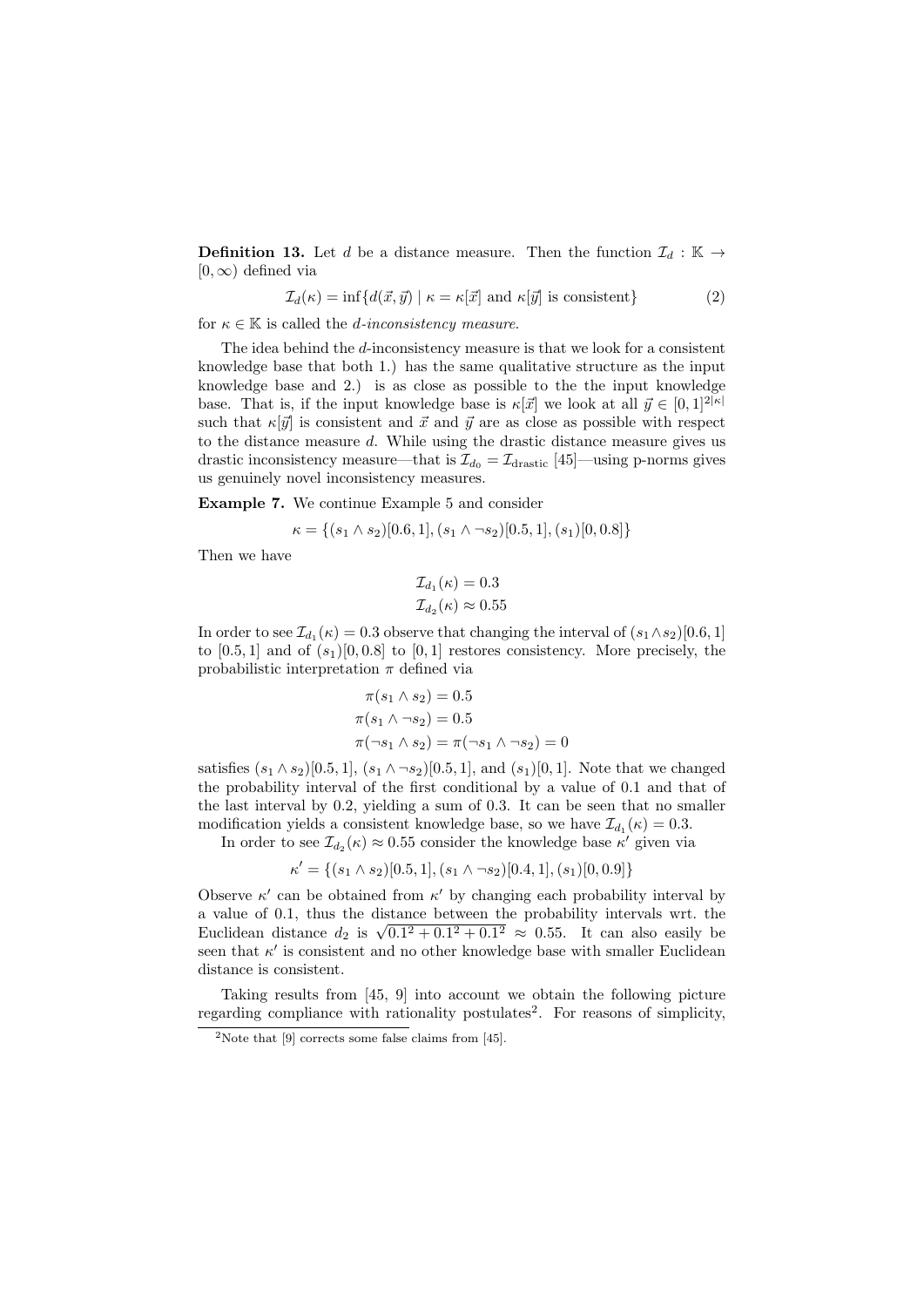**Definition 13.** Let $d$ be a distance measure. Then the function $\mathcal{I}_d : \mathbb{K} \to [0, \infty)$ defined via

$$\mathcal{I}_d(\kappa) = \inf\{d(\vec{x}, \vec{y}) \mid \kappa = \kappa[\vec{x}] \text{ and } \kappa[\vec{y}] \text{ is consistent}\} \tag{2}$$

for $\kappa \in \mathbb{K}$ is called the *d-inconsistency measure*.

The idea behind the $d$-inconsistency measure is that we look for a consistent knowledge base that both 1.) has the same qualitative structure as the input knowledge base and 2.) is as close as possible to the the input knowledge base. That is, if the input knowledge base is $\kappa[\vec{x}]$ we look at all $\vec{y} \in [0,1]^{2|\kappa|}$ such that $\kappa[\vec{y}]$ is consistent and $\vec{x}$ and $\vec{y}$ are as close as possible with respect to the distance measure $d$. While using the drastic distance measure gives us drastic inconsistency measure—that is $\mathcal{I}_{d_0} = \mathcal{I}_{\text{drastic}}$ [45]—using p-norms gives us genuinely novel inconsistency measures.

**Example 7.** We continue Example 5 and consider

$$\kappa = \{(s_1 \wedge s_2)[0.6, 1], (s_1 \wedge \neg s_2)[0.5, 1], (s_1)[0, 0.8]\}$$

Then we have

$$\mathcal{I}_{d_1}(\kappa) = 0.3$$
$$\mathcal{I}_{d_2}(\kappa) \approx 0.55$$

In order to see $\mathcal{I}_{d_1}(\kappa) = 0.3$ observe that changing the interval of $(s_1 \wedge s_2)[0.6, 1]$ to $[0.5, 1]$ and of $(s_1)[0, 0.8]$ to $[0, 1]$ restores consistency. More precisely, the probabilistic interpretation $\pi$ defined via

$$\pi(s_1 \wedge s_2) = 0.5$$
$$\pi(s_1 \wedge \neg s_2) = 0.5$$
$$\pi(\neg s_1 \wedge s_2) = \pi(\neg s_1 \wedge \neg s_2) = 0$$

satisfies $(s_1 \wedge s_2)[0.5, 1]$, $(s_1 \wedge \neg s_2)[0.5, 1]$, and $(s_1)[0, 1]$. Note that we changed the probability interval of the first conditional by a value of 0.1 and that of the last interval by 0.2, yielding a sum of 0.3. It can be seen that no smaller modification yields a consistent knowledge base, so we have $\mathcal{I}_{d_1}(\kappa) = 0.3$.

In order to see $\mathcal{I}_{d_2}(\kappa) \approx 0.55$ consider the knowledge base $\kappa'$ given via

$$\kappa' = \{(s_1 \wedge s_2)[0.5, 1], (s_1 \wedge \neg s_2)[0.4, 1], (s_1)[0, 0.9]\}$$

Observe $\kappa'$ can be obtained from $\kappa'$ by changing each probability interval by a value of 0.1, thus the distance between the probability intervals wrt. the Euclidean distance $d_2$ is $\sqrt{0.1^2 + 0.1^2 + 0.1^2} \approx 0.55$. It can also easily be seen that $\kappa'$ is consistent and no other knowledge base with smaller Euclidean distance is consistent.

Taking results from [45, 9] into account we obtain the following picture regarding compliance with rationality postulates[2]. For reasons of simplicity,

[2] Note that [9] corrects some false claims from [45].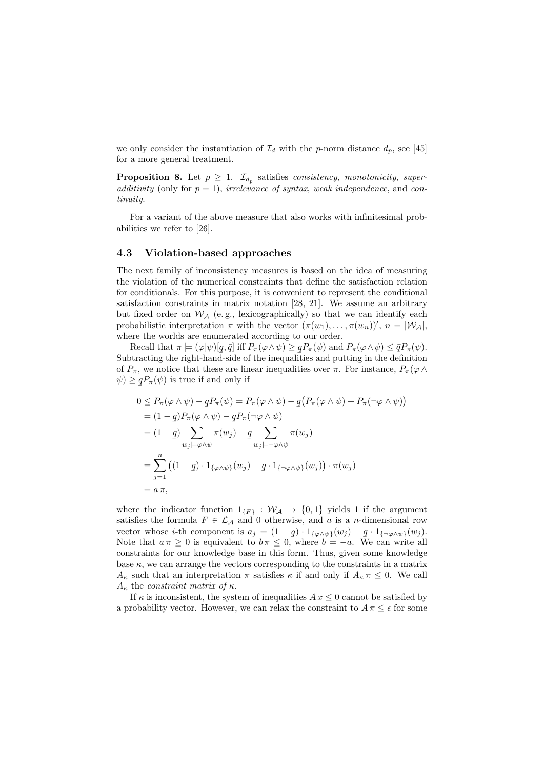we only consider the instantiation of $\mathcal{I}_d$ with the $p$-norm distance $d_p$, see [45] for a more general treatment.

**Proposition 8.** Let $p \geq 1$. $\mathcal{I}_{d_p}$ satisfies *consistency*, *monotonicity*, *super-additivity* (only for $p = 1$), *irrelevance of syntax*, *weak independence*, and *continuity*.

For a variant of the above measure that also works with infinitesimal probabilities we refer to [26].

### 4.3 Violation-based approaches

The next family of inconsistency measures is based on the idea of measuring the violation of the numerical constraints that define the satisfaction relation for conditionals. For this purpose, it is convenient to represent the conditional satisfaction constraints in matrix notation [28, 21]. We assume an arbitrary but fixed order on $\mathcal{W}_\mathcal{A}$ (e. g., lexicographically) so that we can identify each probabilistic interpretation $\pi$ with the vector $(\pi(w_1), \ldots, \pi(w_n))'$, $n = |\mathcal{W}_\mathcal{A}|$, where the worlds are enumerated according to our order.

Recall that $\pi \models (\varphi|\psi)[\underline{q}, \bar{q}]$ iff $P_\pi(\varphi \wedge \psi) \geq \underline{q} P_\pi(\psi)$ and $P_\pi(\varphi \wedge \psi) \leq \bar{q} P_\pi(\psi)$. Subtracting the right-hand-side of the inequalities and putting in the definition of $P_\pi$, we notice that these are linear inequalities over $\pi$. For instance, $P_\pi(\varphi \wedge \psi) \geq \underline{q} P_\pi(\psi)$ is true if and only if

$$
\begin{aligned}
0 &\leq P_\pi(\varphi \wedge \psi) - \underline{q} P_\pi(\psi) = P_\pi(\varphi \wedge \psi) - \underline{q}\big(P_\pi(\varphi \wedge \psi) + P_\pi(\neg\varphi \wedge \psi)\big) \\
&= (1 - \underline{q}) P_\pi(\varphi \wedge \psi) - \underline{q} P_\pi(\neg\varphi \wedge \psi) \\
&= (1 - \underline{q}) \sum_{w_j \models \varphi \wedge \psi} \pi(w_j) - \underline{q} \sum_{w_j \models \neg\varphi \wedge \psi} \pi(w_j) \\
&= \sum_{j=1}^{n} \big((1 - \underline{q}) \cdot 1_{\{\varphi \wedge \psi\}}(w_j) - \underline{q} \cdot 1_{\{\neg\varphi \wedge \psi\}}(w_j)\big) \cdot \pi(w_j) \\
&= a\,\pi,
\end{aligned}
$$

where the indicator function $1_{\{F\}} : \mathcal{W}_\mathcal{A} \rightarrow \{0, 1\}$ yields 1 if the argument satisfies the formula $F \in \mathcal{L}_\mathcal{A}$ and 0 otherwise, and $a$ is a $n$-dimensional row vector whose $i$-th component is $a_j = (1 - \underline{q}) \cdot 1_{\{\varphi \wedge \psi\}}(w_j) - \underline{q} \cdot 1_{\{\neg\varphi \wedge \psi\}}(w_j)$. Note that $a\,\pi \geq 0$ is equivalent to $b\,\pi \leq 0$, where $b = -a$. We can write all constraints for our knowledge base in this form. Thus, given some knowledge base $\kappa$, we can arrange the vectors corresponding to the constraints in a matrix $A_\kappa$ such that an interpretation $\pi$ satisfies $\kappa$ if and only if $A_\kappa\,\pi \leq 0$. We call $A_\kappa$ the *constraint matrix of* $\kappa$.

If $\kappa$ is inconsistent, the system of inequalities $A\,x \leq 0$ cannot be satisfied by a probability vector. However, we can relax the constraint to $A\,\pi \leq \epsilon$ for some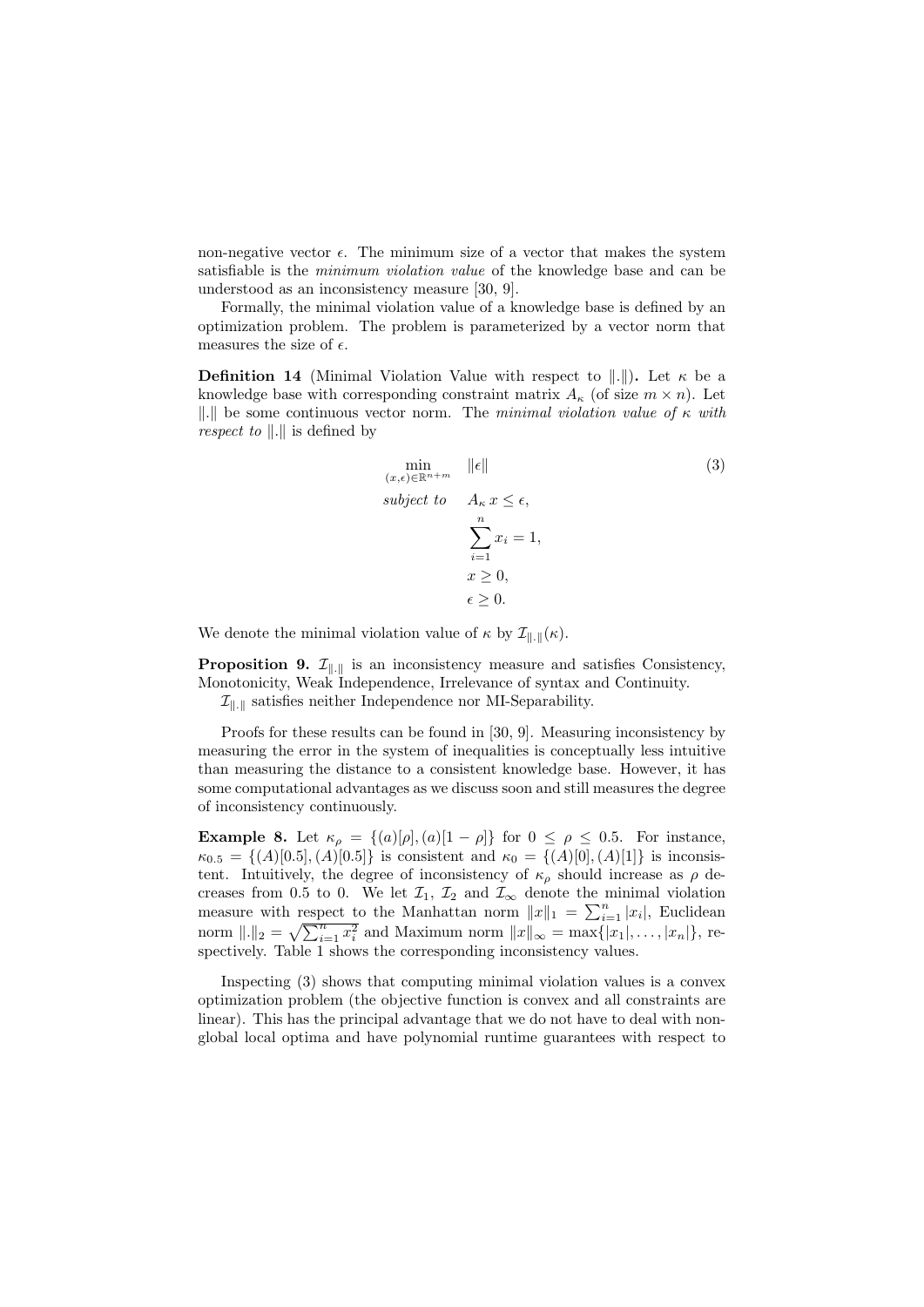non-negative vector $\epsilon$. The minimum size of a vector that makes the system satisfiable is the *minimum violation value* of the knowledge base and can be understood as an inconsistency measure [30, 9].

Formally, the minimal violation value of a knowledge base is defined by an optimization problem. The problem is parameterized by a vector norm that measures the size of $\epsilon$.

**Definition 14** (Minimal Violation Value with respect to $\|.\|$)**.** Let $\kappa$ be a knowledge base with corresponding constraint matrix $A_\kappa$ (of size $m \times n$). Let $\|.\|$ be some continuous vector norm. The *minimal violation value of* $\kappa$ *with respect to* $\|.\|$ is defined by

$$
\begin{aligned}
\min_{(x,\epsilon)\in\mathbb{R}^{n+m}} \quad & \|\epsilon\| \\
\textit{subject to} \quad & A_\kappa\, x \leq \epsilon, \\
& \sum_{i=1}^{n} x_i = 1, \\
& x \geq 0, \\
& \epsilon \geq 0.
\end{aligned}
\tag{3}
$$

We denote the minimal violation value of $\kappa$ by $\mathcal{I}_{\|.\|}(\kappa)$.

**Proposition 9.** $\mathcal{I}_{\|.\|}$ is an inconsistency measure and satisfies Consistency, Monotonicity, Weak Independence, Irrelevance of syntax and Continuity.

$\mathcal{I}_{\|.\|}$ satisfies neither Independence nor MI-Separability.

Proofs for these results can be found in [30, 9]. Measuring inconsistency by measuring the error in the system of inequalities is conceptually less intuitive than measuring the distance to a consistent knowledge base. However, it has some computational advantages as we discuss soon and still measures the degree of inconsistency continuously.

**Example 8.** Let $\kappa_\rho = \{(a)[\rho], (a)[1-\rho]\}$ for $0 \leq \rho \leq 0.5$. For instance, $\kappa_{0.5} = \{(A)[0.5], (A)[0.5]\}$ is consistent and $\kappa_0 = \{(A)[0], (A)[1]\}$ is inconsistent. Intuitively, the degree of inconsistency of $\kappa_\rho$ should increase as $\rho$ decreases from 0.5 to 0. We let $\mathcal{I}_1$, $\mathcal{I}_2$ and $\mathcal{I}_\infty$ denote the minimal violation measure with respect to the Manhattan norm $\|x\|_1 = \sum_{i=1}^{n} |x_i|$, Euclidean norm $\|.\|_2 = \sqrt{\sum_{i=1}^{n} x_i^2}$ and Maximum norm $\|x\|_\infty = \max\{|x_1|, \ldots, |x_n|\}$, respectively. Table 1 shows the corresponding inconsistency values.

Inspecting (3) shows that computing minimal violation values is a convex optimization problem (the objective function is convex and all constraints are linear). This has the principal advantage that we do not have to deal with non-global local optima and have polynomial runtime guarantees with respect to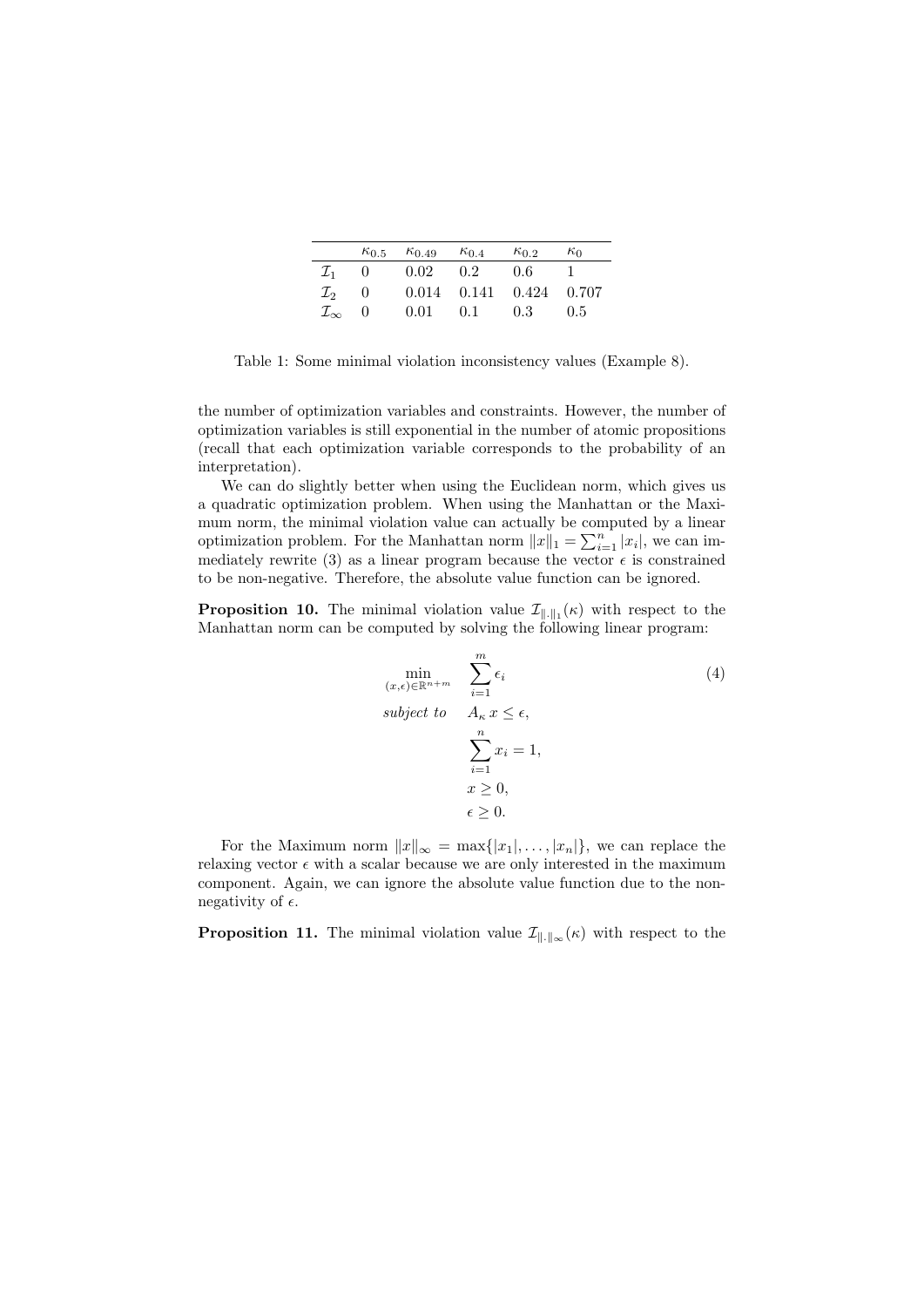| | $\kappa_{0.5}$ | $\kappa_{0.49}$ | $\kappa_{0.4}$ | $\kappa_{0.2}$ | $\kappa_0$ |
|---|---|---|---|---|---|
| $\mathcal{I}_1$ | 0 | 0.02 | 0.2 | 0.6 | 1 |
| $\mathcal{I}_2$ | 0 | 0.014 | 0.141 | 0.424 | 0.707 |
| $\mathcal{I}_\infty$ | 0 | 0.01 | 0.1 | 0.3 | 0.5 |

Table 1: Some minimal violation inconsistency values (Example 8).

the number of optimization variables and constraints. However, the number of optimization variables is still exponential in the number of atomic propositions (recall that each optimization variable corresponds to the probability of an interpretation).

We can do slightly better when using the Euclidean norm, which gives us a quadratic optimization problem. When using the Manhattan or the Maximum norm, the minimal violation value can actually be computed by a linear optimization problem. For the Manhattan norm $\|x\|_1 = \sum_{i=1}^{n} |x_i|$, we can immediately rewrite (3) as a linear program because the vector $\epsilon$ is constrained to be non-negative. Therefore, the absolute value function can be ignored.

**Proposition 10.** The minimal violation value $\mathcal{I}_{\|.\|_1}(\kappa)$ with respect to the Manhattan norm can be computed by solving the following linear program:

$$
\begin{aligned}
\min_{(x,\epsilon)\in\mathbb{R}^{n+m}} \quad & \sum_{i=1}^{m} \epsilon_i \\
\textit{subject to} \quad & A_\kappa \, x \leq \epsilon, \\
& \sum_{i=1}^{n} x_i = 1, \\
& x \geq 0, \\
& \epsilon \geq 0.
\end{aligned}
\tag{4}
$$

For the Maximum norm $\|x\|_\infty = \max\{|x_1|, \ldots, |x_n|\}$, we can replace the relaxing vector $\epsilon$ with a scalar because we are only interested in the maximum component. Again, we can ignore the absolute value function due to the non-negativity of $\epsilon$.

**Proposition 11.** The minimal violation value $\mathcal{I}_{\|.\|_\infty}(\kappa)$ with respect to the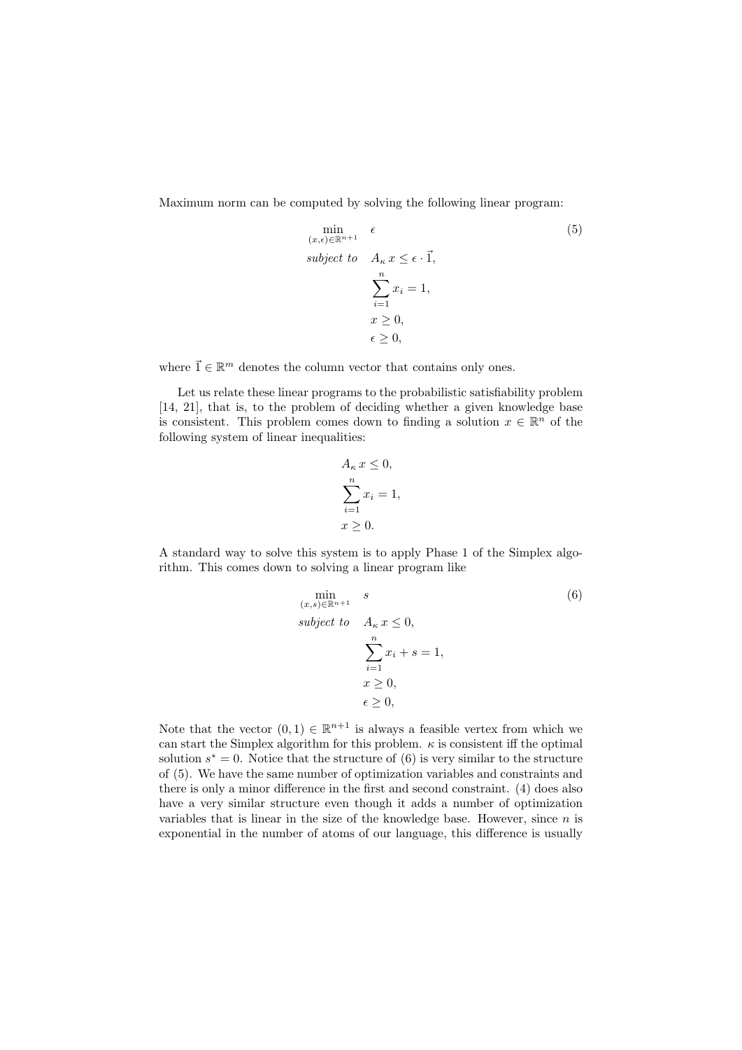Maximum norm can be computed by solving the following linear program:

$$
\begin{aligned}
\min_{(x,\epsilon)\in\mathbb{R}^{n+1}} \quad & \epsilon \\
\textit{subject to} \quad & A_\kappa \, x \leq \epsilon \cdot \vec{1}, \\
& \sum_{i=1}^{n} x_i = 1, \\
& x \geq 0, \\
& \epsilon \geq 0,
\end{aligned}
\tag{5}
$$

where $\vec{1} \in \mathbb{R}^m$ denotes the column vector that contains only ones.

Let us relate these linear programs to the probabilistic satisfiability problem [14, 21], that is, to the problem of deciding whether a given knowledge base is consistent. This problem comes down to finding a solution $x \in \mathbb{R}^n$ of the following system of linear inequalities:

$$
\begin{aligned}
& A_\kappa \, x \leq 0, \\
& \sum_{i=1}^{n} x_i = 1, \\
& x \geq 0.
\end{aligned}
$$

A standard way to solve this system is to apply Phase 1 of the Simplex algorithm. This comes down to solving a linear program like

$$
\begin{aligned}
\min_{(x,s)\in\mathbb{R}^{n+1}} \quad & s \\
\textit{subject to} \quad & A_\kappa \, x \leq 0, \\
& \sum_{i=1}^{n} x_i + s = 1, \\
& x \geq 0, \\
& \epsilon \geq 0,
\end{aligned}
\tag{6}
$$

Note that the vector $(0, 1) \in \mathbb{R}^{n+1}$ is always a feasible vertex from which we can start the Simplex algorithm for this problem. $\kappa$ is consistent iff the optimal solution $s^* = 0$. Notice that the structure of (6) is very similar to the structure of (5). We have the same number of optimization variables and constraints and there is only a minor difference in the first and second constraint. (4) does also have a very similar structure even though it adds a number of optimization variables that is linear in the size of the knowledge base. However, since $n$ is exponential in the number of atoms of our language, this difference is usually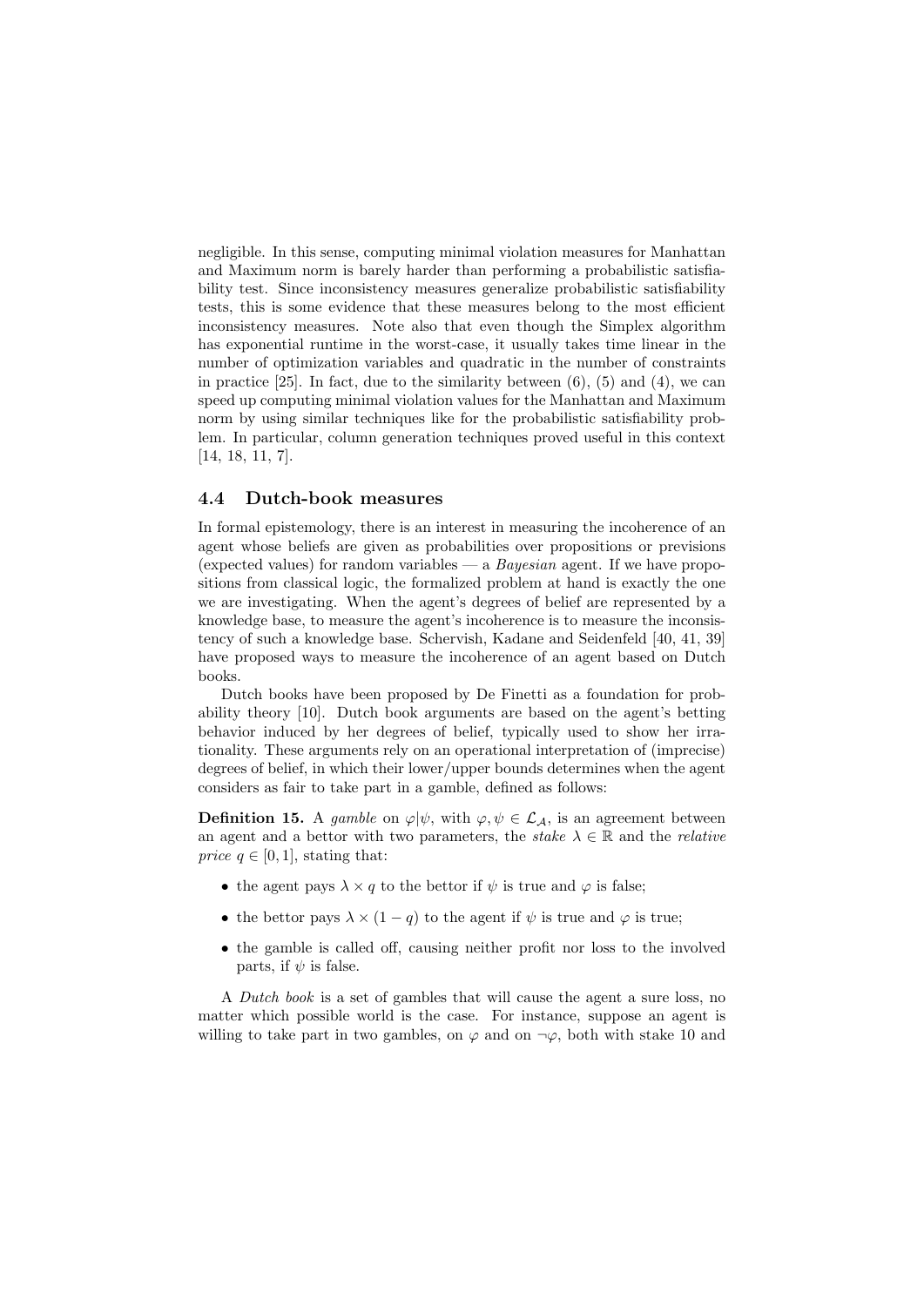negligible. In this sense, computing minimal violation measures for Manhattan and Maximum norm is barely harder than performing a probabilistic satisfiability test. Since inconsistency measures generalize probabilistic satisfiability tests, this is some evidence that these measures belong to the most efficient inconsistency measures. Note also that even though the Simplex algorithm has exponential runtime in the worst-case, it usually takes time linear in the number of optimization variables and quadratic in the number of constraints in practice [25]. In fact, due to the similarity between (6), (5) and (4), we can speed up computing minimal violation values for the Manhattan and Maximum norm by using similar techniques like for the probabilistic satisfiability problem. In particular, column generation techniques proved useful in this context [14, 18, 11, 7].

### 4.4 Dutch-book measures

In formal epistemology, there is an interest in measuring the incoherence of an agent whose beliefs are given as probabilities over propositions or previsions (expected values) for random variables — a *Bayesian* agent. If we have propositions from classical logic, the formalized problem at hand is exactly the one we are investigating. When the agent's degrees of belief are represented by a knowledge base, to measure the agent's incoherence is to measure the inconsistency of such a knowledge base. Schervish, Kadane and Seidenfeld [40, 41, 39] have proposed ways to measure the incoherence of an agent based on Dutch books.

Dutch books have been proposed by De Finetti as a foundation for probability theory [10]. Dutch book arguments are based on the agent's betting behavior induced by her degrees of belief, typically used to show her irrationality. These arguments rely on an operational interpretation of (imprecise) degrees of belief, in which their lower/upper bounds determines when the agent considers as fair to take part in a gamble, defined as follows:

**Definition 15.** A *gamble* on $\varphi|\psi$, with $\varphi, \psi \in \mathcal{L}_\mathcal{A}$, is an agreement between an agent and a bettor with two parameters, the *stake* $\lambda \in \mathbb{R}$ and the *relative price* $q \in [0, 1]$, stating that:

- the agent pays $\lambda \times q$ to the bettor if $\psi$ is true and $\varphi$ is false;
- the bettor pays $\lambda \times (1 - q)$ to the agent if $\psi$ is true and $\varphi$ is true;
- the gamble is called off, causing neither profit nor loss to the involved parts, if $\psi$ is false.

A *Dutch book* is a set of gambles that will cause the agent a sure loss, no matter which possible world is the case. For instance, suppose an agent is willing to take part in two gambles, on $\varphi$ and on $\neg\varphi$, both with stake 10 and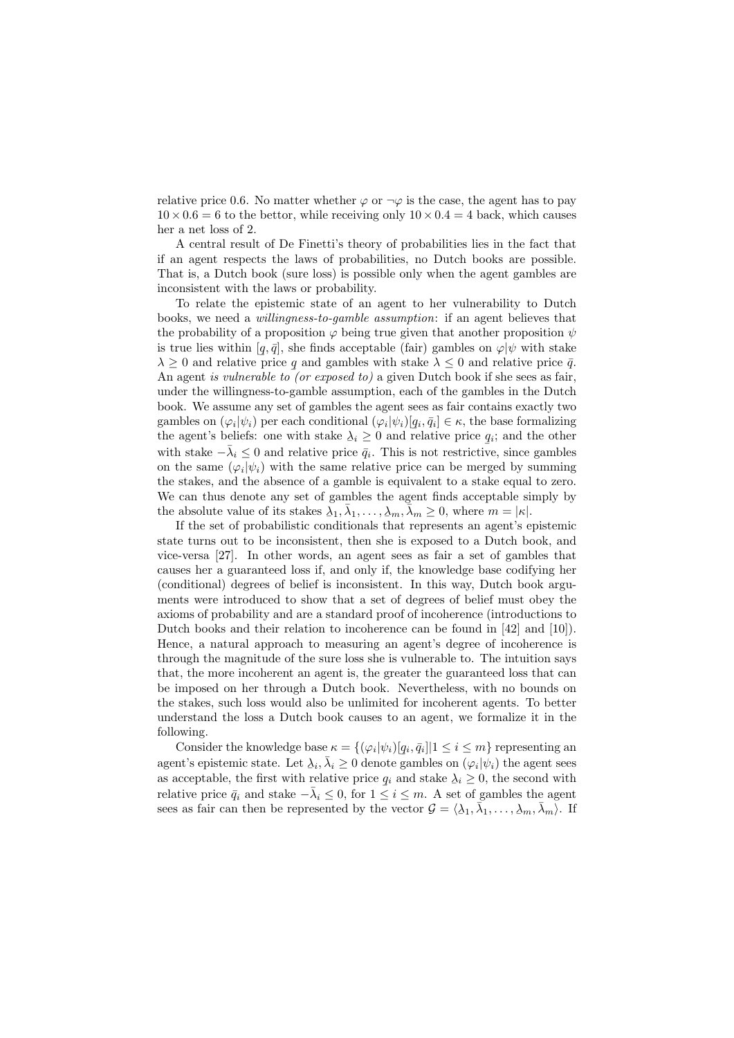relative price 0.6. No matter whether $\varphi$ or $\neg\varphi$ is the case, the agent has to pay $10 \times 0.6 = 6$ to the bettor, while receiving only $10 \times 0.4 = 4$ back, which causes her a net loss of 2.

A central result of De Finetti's theory of probabilities lies in the fact that if an agent respects the laws of probabilities, no Dutch books are possible. That is, a Dutch book (sure loss) is possible only when the agent gambles are inconsistent with the laws or probability.

To relate the epistemic state of an agent to her vulnerability to Dutch books, we need a *willingness-to-gamble assumption*: if an agent believes that the probability of a proposition $\varphi$ being true given that another proposition $\psi$ is true lies within $[\underline{q}, \bar{q}]$, she finds acceptable (fair) gambles on $\varphi|\psi$ with stake $\lambda \geq 0$ and relative price $\underline{q}$ and gambles with stake $\lambda \leq 0$ and relative price $\bar{q}$. An agent *is vulnerable to (or exposed to)* a given Dutch book if she sees as fair, under the willingness-to-gamble assumption, each of the gambles in the Dutch book. We assume any set of gambles the agent sees as fair contains exactly two gambles on $(\varphi_i|\psi_i)$ per each conditional $(\varphi_i|\psi_i)[\underline{q}_i, \bar{q}_i] \in \kappa$, the base formalizing the agent's beliefs: one with stake $\underline{\lambda}_i \geq 0$ and relative price $\underline{q}_i$; and the other with stake $-\bar{\lambda}_i \leq 0$ and relative price $\bar{q}_i$. This is not restrictive, since gambles on the same $(\varphi_i|\psi_i)$ with the same relative price can be merged by summing the stakes, and the absence of a gamble is equivalent to a stake equal to zero. We can thus denote any set of gambles the agent finds acceptable simply by the absolute value of its stakes $\underline{\lambda}_1, \bar{\lambda}_1, \ldots, \underline{\lambda}_m, \bar{\lambda}_m \geq 0$, where $m = |\kappa|$.

If the set of probabilistic conditionals that represents an agent's epistemic state turns out to be inconsistent, then she is exposed to a Dutch book, and vice-versa [27]. In other words, an agent sees as fair a set of gambles that causes her a guaranteed loss if, and only if, the knowledge base codifying her (conditional) degrees of belief is inconsistent. In this way, Dutch book arguments were introduced to show that a set of degrees of belief must obey the axioms of probability and are a standard proof of incoherence (introductions to Dutch books and their relation to incoherence can be found in [42] and [10]). Hence, a natural approach to measuring an agent's degree of incoherence is through the magnitude of the sure loss she is vulnerable to. The intuition says that, the more incoherent an agent is, the greater the guaranteed loss that can be imposed on her through a Dutch book. Nevertheless, with no bounds on the stakes, such loss would also be unlimited for incoherent agents. To better understand the loss a Dutch book causes to an agent, we formalize it in the following.

Consider the knowledge base $\kappa = \{(\varphi_i|\psi_i)[\underline{q}_i, \bar{q}_i] | 1 \leq i \leq m\}$ representing an agent's epistemic state. Let $\underline{\lambda}_i, \bar{\lambda}_i \geq 0$ denote gambles on $(\varphi_i|\psi_i)$ the agent sees as acceptable, the first with relative price $\underline{q}_i$ and stake $\underline{\lambda}_i \geq 0$, the second with relative price $\bar{q}_i$ and stake $-\bar{\lambda}_i \leq 0$, for $1 \leq i \leq m$. A set of gambles the agent sees as fair can then be represented by the vector $\mathcal{G} = \langle \underline{\lambda}_1, \bar{\lambda}_1, \ldots, \underline{\lambda}_m, \bar{\lambda}_m \rangle$. If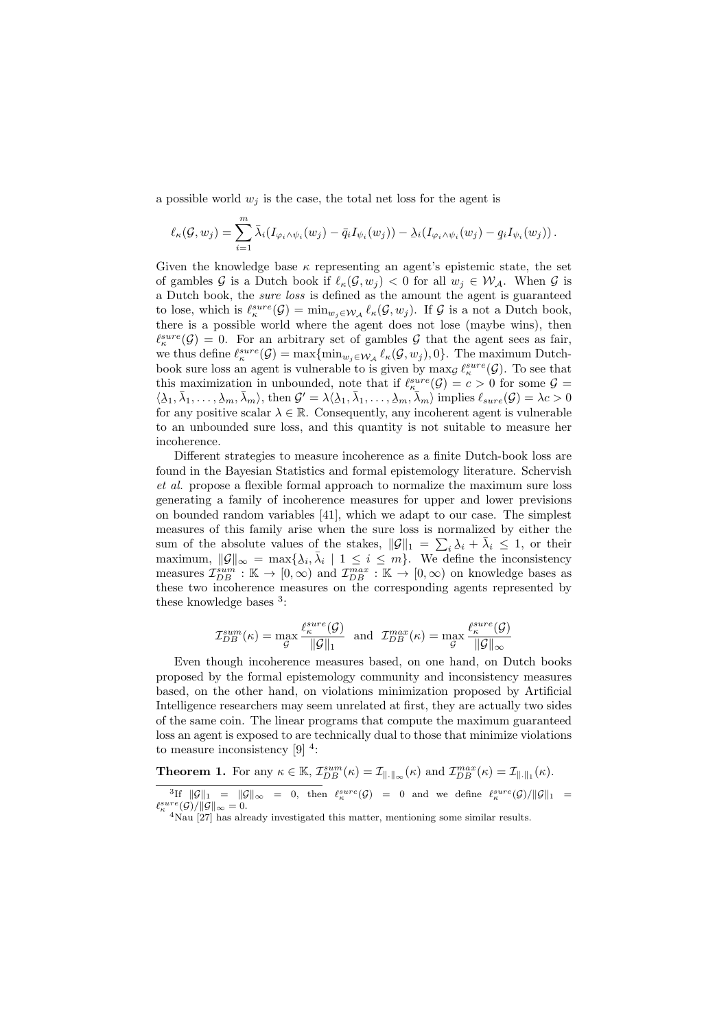a possible world $w_j$ is the case, the total net loss for the agent is

$$\ell_\kappa(\mathcal{G}, w_j) = \sum_{i=1}^{m} \bar{\lambda}_i (I_{\varphi_i \wedge \psi_i}(w_j) - \bar{q}_i I_{\psi_i}(w_j)) - \lambda_i (I_{\varphi_i \wedge \psi_i}(w_j) - q_i I_{\psi_i}(w_j)) \,.$$

Given the knowledge base $\kappa$ representing an agent's epistemic state, the set of gambles $\mathcal{G}$ is a Dutch book if $\ell_\kappa(\mathcal{G}, w_j) < 0$ for all $w_j \in \mathcal{W}_\mathcal{A}$. When $\mathcal{G}$ is a Dutch book, the *sure loss* is defined as the amount the agent is guaranteed to lose, which is $\ell_\kappa^{sure}(\mathcal{G}) = \min_{w_j \in \mathcal{W}_\mathcal{A}} \ell_\kappa(\mathcal{G}, w_j)$. If $\mathcal{G}$ is a not a Dutch book, there is a possible world where the agent does not lose (maybe wins), then $\ell_\kappa^{sure}(\mathcal{G}) = 0$. For an arbitrary set of gambles $\mathcal{G}$ that the agent sees as fair, we thus define $\ell_\kappa^{sure}(\mathcal{G}) = \max\{\min_{w_j \in \mathcal{W}_\mathcal{A}} \ell_\kappa(\mathcal{G}, w_j), 0\}$. The maximum Dutch-book sure loss an agent is vulnerable to is given by $\max_\mathcal{G} \ell_\kappa^{sure}(\mathcal{G})$. To see that this maximization in unbounded, note that if $\ell_\kappa^{sure}(\mathcal{G}) = c > 0$ for some $\mathcal{G} = \langle \lambda_1, \bar{\lambda}_1, \ldots, \lambda_m, \bar{\lambda}_m \rangle$, then $\mathcal{G}' = \lambda \langle \lambda_1, \bar{\lambda}_1, \ldots, \lambda_m, \bar{\lambda}_m \rangle$ implies $\ell_{sure}(\mathcal{G}) = \lambda c > 0$ for any positive scalar $\lambda \in \mathbb{R}$. Consequently, any incoherent agent is vulnerable to an unbounded sure loss, and this quantity is not suitable to measure her incoherence.

Different strategies to measure incoherence as a finite Dutch-book loss are found in the Bayesian Statistics and formal epistemology literature. Schervish *et al.* propose a flexible formal approach to normalize the maximum sure loss generating a family of incoherence measures for upper and lower previsions on bounded random variables [41], which we adapt to our case. The simplest measures of this family arise when the sure loss is normalized by either the sum of the absolute values of the stakes, $\|\mathcal{G}\|_1 = \sum_i \lambda_i + \bar{\lambda}_i \leq 1$, or their maximum, $\|\mathcal{G}\|_\infty = \max\{\lambda_i, \bar{\lambda}_i \mid 1 \leq i \leq m\}$. We define the inconsistency measures $\mathcal{I}_{DB}^{sum} : \mathbb{K} \to [0, \infty)$ and $\mathcal{I}_{DB}^{max} : \mathbb{K} \to [0, \infty)$ on knowledge bases as these two incoherence measures on the corresponding agents represented by these knowledge bases [3]:

$$\mathcal{I}_{DB}^{sum}(\kappa) = \max_\mathcal{G} \frac{\ell_\kappa^{sure}(\mathcal{G})}{\|\mathcal{G}\|_1} \quad \text{and} \quad \mathcal{I}_{DB}^{max}(\kappa) = \max_\mathcal{G} \frac{\ell_\kappa^{sure}(\mathcal{G})}{\|\mathcal{G}\|_\infty}$$

Even though incoherence measures based, on one hand, on Dutch books proposed by the formal epistemology community and inconsistency measures based, on the other hand, on violations minimization proposed by Artificial Intelligence researchers may seem unrelated at first, they are actually two sides of the same coin. The linear programs that compute the maximum guaranteed loss an agent is exposed to are technically dual to those that minimize violations to measure inconsistency [9] [4]:

**Theorem 1.** For any $\kappa \in \mathbb{K}$, $\mathcal{I}_{DB}^{sum}(\kappa) = \mathcal{I}_{\|\cdot\|_\infty}(\kappa)$ and $\mathcal{I}_{DB}^{max}(\kappa) = \mathcal{I}_{\|\cdot\|_1}(\kappa)$.

---

[3] If $\|\mathcal{G}\|_1 = \|\mathcal{G}\|_\infty = 0$, then $\ell_\kappa^{sure}(\mathcal{G}) = 0$ and we define $\ell_\kappa^{sure}(\mathcal{G})/\|\mathcal{G}\|_1 = \ell_\kappa^{sure}(\mathcal{G})/\|\mathcal{G}\|_\infty = 0$.

[4] Nau [27] has already investigated this matter, mentioning some similar results.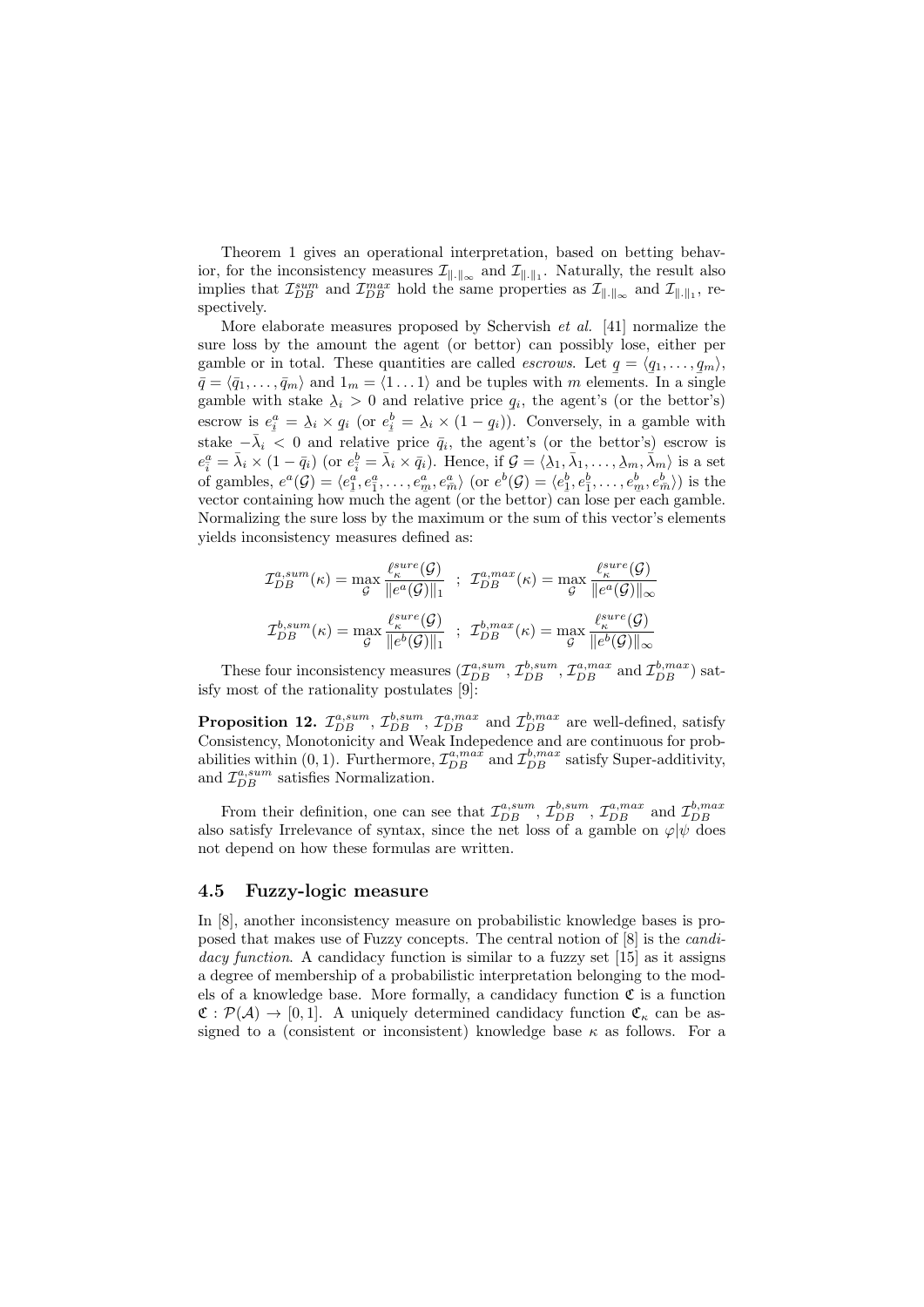Theorem 1 gives an operational interpretation, based on betting behavior, for the inconsistency measures $\mathcal{I}_{\|.\|_\infty}$ and $\mathcal{I}_{\|.\|_1}$. Naturally, the result also implies that $\mathcal{I}_{DB}^{sum}$ and $\mathcal{I}_{DB}^{max}$ hold the same properties as $\mathcal{I}_{\|.\|_\infty}$ and $\mathcal{I}_{\|.\|_1}$, respectively.

More elaborate measures proposed by Schervish *et al.* [41] normalize the sure loss by the amount the agent (or bettor) can possibly lose, either per gamble or in total. These quantities are called *escrows*. Let $\underline{q} = \langle \underline{q}_1, \ldots, \underline{q}_m \rangle$, $\bar{q} = \langle \bar{q}_1, \ldots, \bar{q}_m \rangle$ and $1_m = \langle 1 \ldots 1 \rangle$ and be tuples with $m$ elements. In a single gamble with stake $\underline{\lambda}_i > 0$ and relative price $\underline{q}_i$, the agent's (or the bettor's) escrow is $e^a_{\underline{i}} = \underline{\lambda}_i \times \underline{q}_i$ (or $e^b_{\underline{i}} = \underline{\lambda}_i \times (1 - \underline{q}_i)$). Conversely, in a gamble with stake $-\bar{\lambda}_i < 0$ and relative price $\bar{q}_i$, the agent's (or the bettor's) escrow is $e^a_{\bar{i}} = \bar{\lambda}_i \times (1 - \bar{q}_i)$ (or $e^b_{\bar{i}} = \bar{\lambda}_i \times \bar{q}_i$). Hence, if $\mathcal{G} = \langle \underline{\lambda}_1, \bar{\lambda}_1, \ldots, \underline{\lambda}_m, \bar{\lambda}_m \rangle$ is a set of gambles, $e^a(\mathcal{G}) = \langle e^a_{\underline{1}}, e^a_{\bar{1}}, \ldots, e^a_{\underline{m}}, e^a_{\bar{m}} \rangle$ (or $e^b(\mathcal{G}) = \langle e^b_{\underline{1}}, e^b_{\bar{1}}, \ldots, e^b_{\underline{m}}, e^b_{\bar{m}} \rangle$) is the vector containing how much the agent (or the bettor) can lose per each gamble. Normalizing the sure loss by the maximum or the sum of this vector's elements yields inconsistency measures defined as:

$$\mathcal{I}_{DB}^{a,sum}(\kappa) = \max_{\mathcal{G}} \frac{\ell^{sure}_\kappa(\mathcal{G})}{\|e^a(\mathcal{G})\|_1} \;\; ; \;\; \mathcal{I}_{DB}^{a,max}(\kappa) = \max_{\mathcal{G}} \frac{\ell^{sure}_\kappa(\mathcal{G})}{\|e^a(\mathcal{G})\|_\infty}$$

$$\mathcal{I}_{DB}^{b,sum}(\kappa) = \max_{\mathcal{G}} \frac{\ell^{sure}_\kappa(\mathcal{G})}{\|e^b(\mathcal{G})\|_1} \;\; ; \;\; \mathcal{I}_{DB}^{b,max}(\kappa) = \max_{\mathcal{G}} \frac{\ell^{sure}_\kappa(\mathcal{G})}{\|e^b(\mathcal{G})\|_\infty}$$

These four inconsistency measures ($\mathcal{I}_{DB}^{a,sum}$, $\mathcal{I}_{DB}^{b,sum}$, $\mathcal{I}_{DB}^{a,max}$ and $\mathcal{I}_{DB}^{b,max}$) satisfy most of the rationality postulates [9]:

**Proposition 12.** $\mathcal{I}_{DB}^{a,sum}$, $\mathcal{I}_{DB}^{b,sum}$, $\mathcal{I}_{DB}^{a,max}$ and $\mathcal{I}_{DB}^{b,max}$ are well-defined, satisfy Consistency, Monotonicity and Weak Indepedence and are continuous for probabilities within $(0, 1)$. Furthermore, $\mathcal{I}_{DB}^{a,max}$ and $\mathcal{I}_{DB}^{b,max}$ satisfy Super-additivity, and $\mathcal{I}_{DB}^{a,sum}$ satisfies Normalization.

From their definition, one can see that $\mathcal{I}_{DB}^{a,sum}$, $\mathcal{I}_{DB}^{b,sum}$, $\mathcal{I}_{DB}^{a,max}$ and $\mathcal{I}_{DB}^{b,max}$ also satisfy Irrelevance of syntax, since the net loss of a gamble on $\varphi|\psi$ does not depend on how these formulas are written.

### 4.5 Fuzzy-logic measure

In [8], another inconsistency measure on probabilistic knowledge bases is proposed that makes use of Fuzzy concepts. The central notion of [8] is the *candidacy function*. A candidacy function is similar to a fuzzy set [15] as it assigns a degree of membership of a probabilistic interpretation belonging to the models of a knowledge base. More formally, a candidacy function $\mathfrak{C}$ is a function $\mathfrak{C} : \mathcal{P}(\mathcal{A}) \to [0, 1]$. A uniquely determined candidacy function $\mathfrak{C}_\kappa$ can be assigned to a (consistent or inconsistent) knowledge base $\kappa$ as follows. For a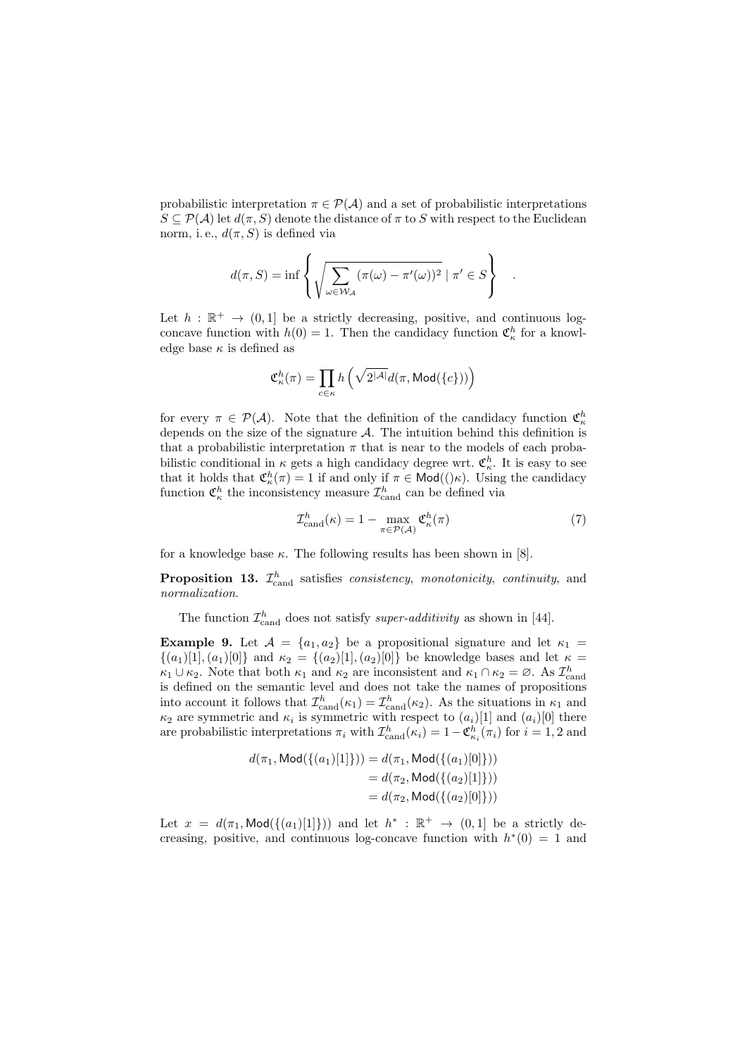probabilistic interpretation $\pi \in \mathcal{P}(\mathcal{A})$ and a set of probabilistic interpretations $S \subseteq \mathcal{P}(\mathcal{A})$ let $d(\pi, S)$ denote the distance of $\pi$ to $S$ with respect to the Euclidean norm, i. e., $d(\pi, S)$ is defined via

$$d(\pi, S) = \inf \left\{ \sqrt{\sum_{\omega \in \mathcal{W}_\mathcal{A}} (\pi(\omega) - \pi'(\omega))^2} \mid \pi' \in S \right\} \quad .$$

Let $h : \mathbb{R}^+ \to (0, 1]$ be a strictly decreasing, positive, and continuous log-concave function with $h(0) = 1$. Then the candidacy function $\mathfrak{C}^h_\kappa$ for a knowledge base $\kappa$ is defined as

$$\mathfrak{C}^h_\kappa(\pi) = \prod_{c \in \kappa} h\left(\sqrt{2^{|\mathcal{A}|}} d(\pi, \mathsf{Mod}(\{c\}))\right)$$

for every $\pi \in \mathcal{P}(\mathcal{A})$. Note that the definition of the candidacy function $\mathfrak{C}^h_\kappa$ depends on the size of the signature $\mathcal{A}$. The intuition behind this definition is that a probabilistic interpretation $\pi$ that is near to the models of each probabilistic conditional in $\kappa$ gets a high candidacy degree wrt. $\mathfrak{C}^h_\kappa$. It is easy to see that it holds that $\mathfrak{C}^h_\kappa(\pi) = 1$ if and only if $\pi \in \mathsf{Mod}(()\kappa)$. Using the candidacy function $\mathfrak{C}^h_\kappa$ the inconsistency measure $\mathcal{I}^h_{\text{cand}}$ can be defined via

$$\mathcal{I}^h_{\text{cand}}(\kappa) = 1 - \max_{\pi \in \mathcal{P}(\mathcal{A})} \mathfrak{C}^h_\kappa(\pi) \tag{7}$$

for a knowledge base $\kappa$. The following results has been shown in [8].

**Proposition 13.** $\mathcal{I}^h_{\text{cand}}$ satisfies *consistency*, *monotonicity*, *continuity*, and *normalization*.

The function $\mathcal{I}^h_{\text{cand}}$ does not satisfy *super-additivity* as shown in [44].

**Example 9.** Let $\mathcal{A} = \{a_1, a_2\}$ be a propositional signature and let $\kappa_1 = \{(a_1)[1], (a_1)[0]\}$ and $\kappa_2 = \{(a_2)[1], (a_2)[0]\}$ be knowledge bases and let $\kappa = \kappa_1 \cup \kappa_2$. Note that both $\kappa_1$ and $\kappa_2$ are inconsistent and $\kappa_1 \cap \kappa_2 = \varnothing$. As $\mathcal{I}^h_{\text{cand}}$ is defined on the semantic level and does not take the names of propositions into account it follows that $\mathcal{I}^h_{\text{cand}}(\kappa_1) = \mathcal{I}^h_{\text{cand}}(\kappa_2)$. As the situations in $\kappa_1$ and $\kappa_2$ are symmetric and $\kappa_i$ is symmetric with respect to $(a_i)[1]$ and $(a_i)[0]$ there are probabilistic interpretations $\pi_i$ with $\mathcal{I}^h_{\text{cand}}(\kappa_i) = 1 - \mathfrak{C}^h_{\kappa_i}(\pi_i)$ for $i = 1, 2$ and

$$\begin{aligned}
d(\pi_1, \mathsf{Mod}(\{(a_1)[1]\})) &= d(\pi_1, \mathsf{Mod}(\{(a_1)[0]\})) \\
&= d(\pi_2, \mathsf{Mod}(\{(a_2)[1]\})) \\
&= d(\pi_2, \mathsf{Mod}(\{(a_2)[0]\}))
\end{aligned}$$

Let $x = d(\pi_1, \mathsf{Mod}(\{(a_1)[1]\}))$ and let $h^* : \mathbb{R}^+ \to (0, 1]$ be a strictly decreasing, positive, and continuous log-concave function with $h^*(0) = 1$ and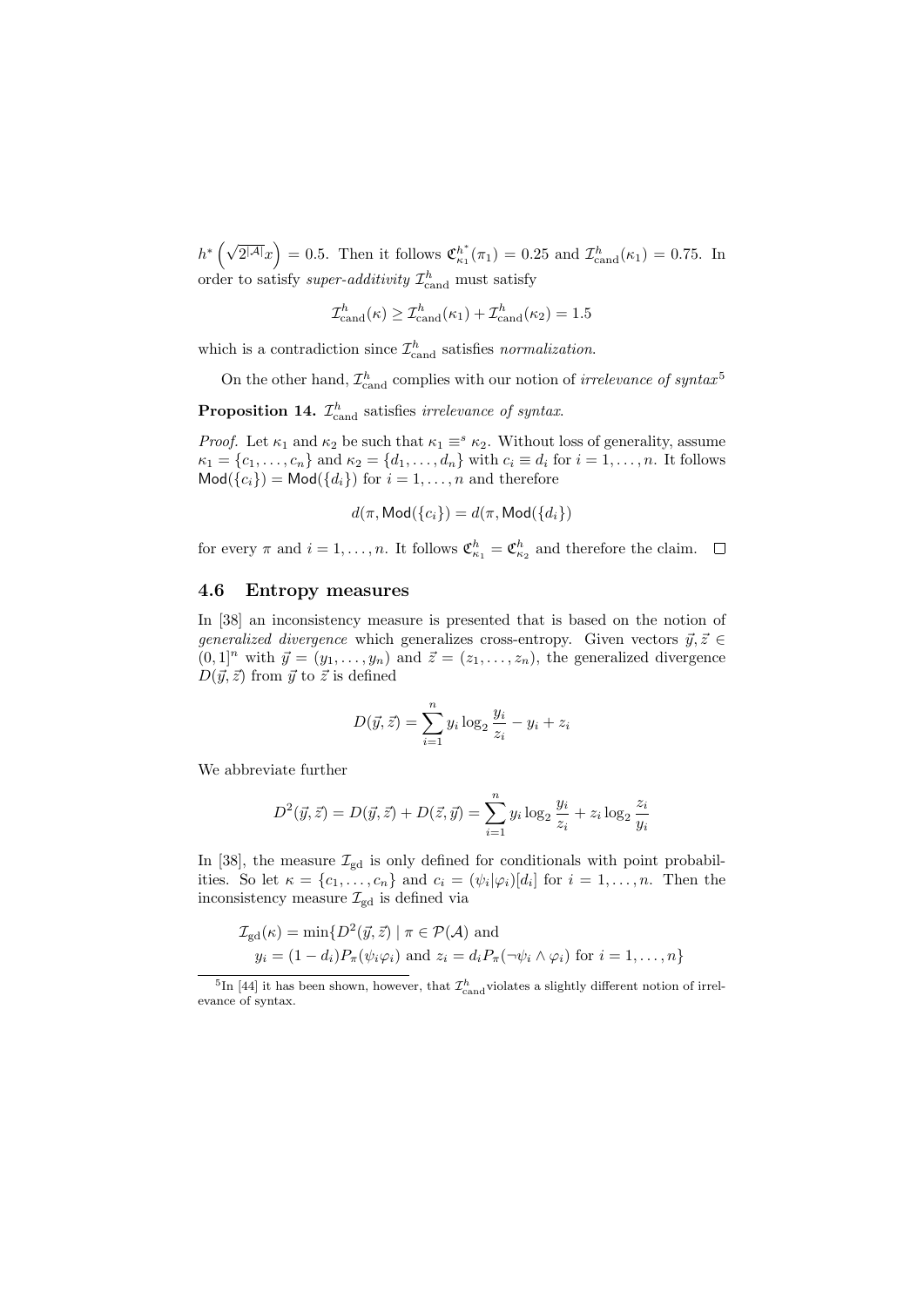$h^*\left(\sqrt{2^{|\mathcal{A}|}}x\right) = 0.5$. Then it follows $\mathfrak{C}^{h^*}_{\kappa_1}(\pi_1) = 0.25$ and $\mathcal{I}^h_{\text{cand}}(\kappa_1) = 0.75$. In order to satisfy *super-additivity* $\mathcal{I}^h_{\text{cand}}$ must satisfy

$$\mathcal{I}^h_{\text{cand}}(\kappa) \geq \mathcal{I}^h_{\text{cand}}(\kappa_1) + \mathcal{I}^h_{\text{cand}}(\kappa_2) = 1.5$$

which is a contradiction since $\mathcal{I}^h_{\text{cand}}$ satisfies *normalization*.

On the other hand, $\mathcal{I}^h_{\text{cand}}$ complies with our notion of *irrelevance of syntax*[5]

**Proposition 14.** $\mathcal{I}^h_{\text{cand}}$ satisfies *irrelevance of syntax*.

*Proof.* Let $\kappa_1$ and $\kappa_2$ be such that $\kappa_1 \equiv^s \kappa_2$. Without loss of generality, assume $\kappa_1 = \{c_1, \ldots, c_n\}$ and $\kappa_2 = \{d_1, \ldots, d_n\}$ with $c_i \equiv d_i$ for $i = 1, \ldots, n$. It follows $\mathsf{Mod}(\{c_i\}) = \mathsf{Mod}(\{d_i\})$ for $i = 1, \ldots, n$ and therefore

$$d(\pi, \mathsf{Mod}(\{c_i\}) = d(\pi, \mathsf{Mod}(\{d_i\})$$

for every $\pi$ and $i = 1, \ldots, n$. It follows $\mathfrak{C}^h_{\kappa_1} = \mathfrak{C}^h_{\kappa_2}$ and therefore the claim. $\square$

### 4.6 Entropy measures

In [38] an inconsistency measure is presented that is based on the notion of *generalized divergence* which generalizes cross-entropy. Given vectors $\vec{y}, \vec{z} \in (0, 1]^n$ with $\vec{y} = (y_1, \ldots, y_n)$ and $\vec{z} = (z_1, \ldots, z_n)$, the generalized divergence $D(\vec{y}, \vec{z})$ from $\vec{y}$ to $\vec{z}$ is defined

$$D(\vec{y}, \vec{z}) = \sum_{i=1}^{n} y_i \log_2 \frac{y_i}{z_i} - y_i + z_i$$

We abbreviate further

$$D^2(\vec{y}, \vec{z}) = D(\vec{y}, \vec{z}) + D(\vec{z}, \vec{y}) = \sum_{i=1}^{n} y_i \log_2 \frac{y_i}{z_i} + z_i \log_2 \frac{z_i}{y_i}$$

In [38], the measure $\mathcal{I}_{\text{gd}}$ is only defined for conditionals with point probabilities. So let $\kappa = \{c_1, \ldots, c_n\}$ and $c_i = (\psi_i | \varphi_i)[d_i]$ for $i = 1, \ldots, n$. Then the inconsistency measure $\mathcal{I}_{\text{gd}}$ is defined via

$$\begin{aligned}\mathcal{I}_{\text{gd}}(\kappa) = \min\{&D^2(\vec{y}, \vec{z}) \mid \pi \in \mathcal{P}(\mathcal{A}) \text{ and} \\ &y_i = (1 - d_i) P_\pi(\psi_i \varphi_i) \text{ and } z_i = d_i P_\pi(\neg\psi_i \wedge \varphi_i) \text{ for } i = 1, \ldots, n\}\end{aligned}$$

[5] In [44] it has been shown, however, that $\mathcal{I}^h_{\text{cand}}$ violates a slightly different notion of irrelevance of syntax.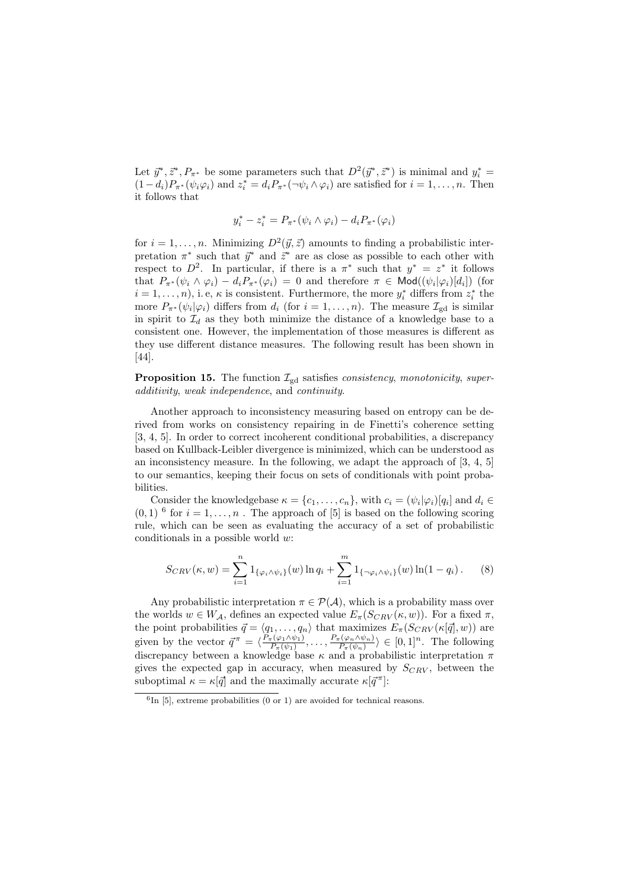Let $\vec{y}^*, \vec{z}^*, P_{\pi^*}$ be some parameters such that $D^2(\vec{y}^*, \vec{z}^*)$ is minimal and $y_i^* = (1-d_i)P_{\pi^*}(\psi_i \varphi_i)$ and $z_i^* = d_i P_{\pi^*}(\neg\psi_i \wedge \varphi_i)$ are satisfied for $i = 1, \ldots, n$. Then it follows that

$$y_i^* - z_i^* = P_{\pi^*}(\psi_i \wedge \varphi_i) - d_i P_{\pi^*}(\varphi_i)$$

for $i = 1, \ldots, n$. Minimizing $D^2(\vec{y}, \vec{z})$ amounts to finding a probabilistic interpretation $\pi^*$ such that $\vec{y}^*$ and $\vec{z}^*$ are as close as possible to each other with respect to $D^2$. In particular, if there is a $\pi^*$ such that $y^* = z^*$ it follows that $P_{\pi^*}(\psi_i \wedge \varphi_i) - d_i P_{\pi^*}(\varphi_i) = 0$ and therefore $\pi \in \mathsf{Mod}((\psi_i|\varphi_i)[d_i])$ (for $i = 1, \ldots, n$), i. e, $\kappa$ is consistent. Furthermore, the more $y_i^*$ differs from $z_i^*$ the more $P_{\pi^*}(\psi_i|\varphi_i)$ differs from $d_i$ (for $i = 1, \ldots, n$). The measure $\mathcal{I}_{\text{gd}}$ is similar in spirit to $\mathcal{I}_d$ as they both minimize the distance of a knowledge base to a consistent one. However, the implementation of those measures is different as they use different distance measures. The following result has been shown in [44].

**Proposition 15.** The function $\mathcal{I}_{\text{gd}}$ satisfies *consistency*, *monotonicity*, *super-additivity*, *weak independence*, and *continuity*.

Another approach to inconsistency measuring based on entropy can be derived from works on consistency repairing in de Finetti's coherence setting [3, 4, 5]. In order to correct incoherent conditional probabilities, a discrepancy based on Kullback-Leibler divergence is minimized, which can be understood as an inconsistency measure. In the following, we adapt the approach of [3, 4, 5] to our semantics, keeping their focus on sets of conditionals with point probabilities.

Consider the knowledgebase $\kappa = \{c_1, \ldots, c_n\}$, with $c_i = (\psi_i|\varphi_i)[q_i]$ and $d_i \in (0,1)$ [6] for $i = 1, \ldots, n$ . The approach of [5] is based on the following scoring rule, which can be seen as evaluating the accuracy of a set of probabilistic conditionals in a possible world $w$:

$$S_{CRV}(\kappa, w) = \sum_{i=1}^{n} 1_{\{\varphi_i \wedge \psi_i\}}(w) \ln q_i + \sum_{i=1}^{m} 1_{\{\neg\varphi_i \wedge \psi_i\}}(w) \ln(1 - q_i) \,. \qquad (8)$$

Any probabilistic interpretation $\pi \in \mathcal{P}(\mathcal{A})$, which is a probability mass over the worlds $w \in W_{\mathcal{A}}$, defines an expected value $E_\pi(S_{CRV}(\kappa, w))$. For a fixed $\pi$, the point probabilities $\vec{q} = \langle q_1, \ldots, q_n \rangle$ that maximizes $E_\pi(S_{CRV}(\kappa[\vec{q}], w))$ are given by the vector $\vec{q}^{\,\pi} = \langle \frac{P_\pi(\varphi_1 \wedge \psi_1)}{P_\pi(\psi_1)}, \ldots, \frac{P_\pi(\varphi_n \wedge \psi_n)}{P_\pi(\psi_n)} \rangle \in [0,1]^n$. The following discrepancy between a knowledge base $\kappa$ and a probabilistic interpretation $\pi$ gives the expected gap in accuracy, when measured by $S_{CRV}$, between the suboptimal $\kappa = \kappa[\vec{q}]$ and the maximally accurate $\kappa[\vec{q}^{\,\pi}]$:

---

[6] In [5], extreme probabilities (0 or 1) are avoided for technical reasons.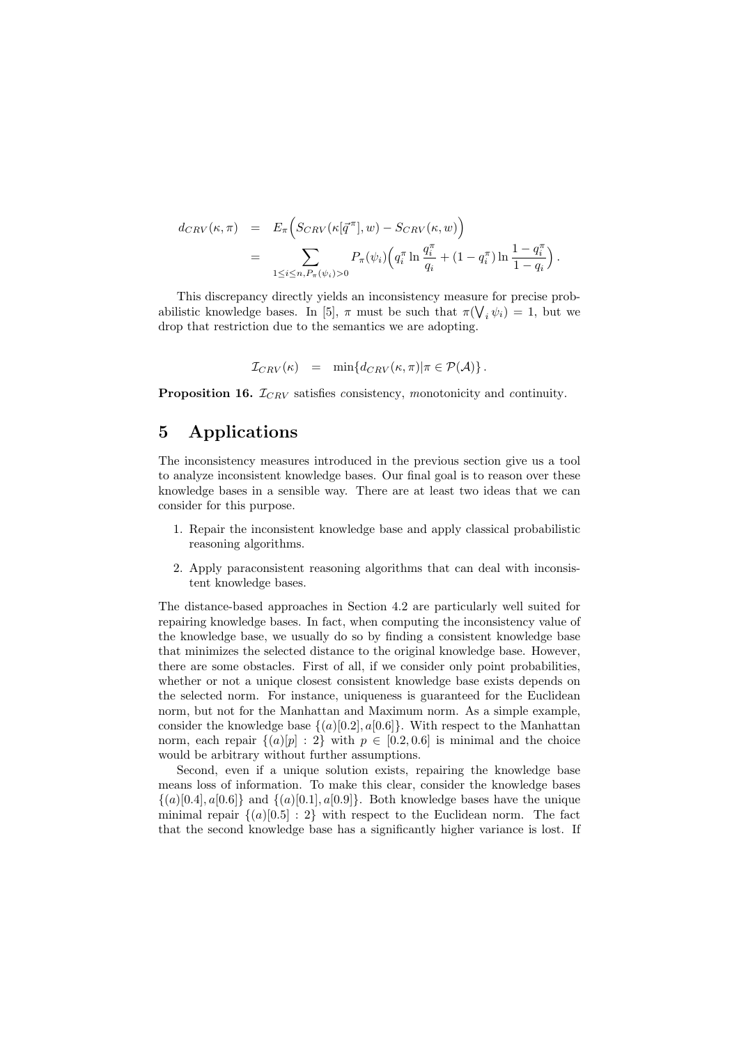$$
\begin{aligned}
d_{CRV}(\kappa, \pi) &= E_\pi\Big(S_{CRV}(\kappa[\vec{q}^\pi], w) - S_{CRV}(\kappa, w)\Big) \\
&= \sum_{1 \leq i \leq n, P_\pi(\psi_i) > 0} P_\pi(\psi_i)\Big(q_i^\pi \ln \frac{q_i^\pi}{q_i} + (1 - q_i^\pi) \ln \frac{1 - q_i^\pi}{1 - q_i}\Big)\,.
\end{aligned}
$$

This discrepancy directly yields an inconsistency measure for precise probabilistic knowledge bases. In [5], $\pi$ must be such that $\pi(\bigvee_i \psi_i) = 1$, but we drop that restriction due to the semantics we are adopting.

$$
\mathcal{I}_{CRV}(\kappa) = \min\{d_{CRV}(\kappa, \pi) | \pi \in \mathcal{P}(\mathcal{A})\}\,.
$$

**Proposition 16.** $\mathcal{I}_{CRV}$ satisfies *c*onsistency, *m*onotonicity and *c*ontinuity.

# 5 Applications

The inconsistency measures introduced in the previous section give us a tool to analyze inconsistent knowledge bases. Our final goal is to reason over these knowledge bases in a sensible way. There are at least two ideas that we can consider for this purpose.

1. Repair the inconsistent knowledge base and apply classical probabilistic reasoning algorithms.
2. Apply paraconsistent reasoning algorithms that can deal with inconsistent knowledge bases.

The distance-based approaches in Section 4.2 are particularly well suited for repairing knowledge bases. In fact, when computing the inconsistency value of the knowledge base, we usually do so by finding a consistent knowledge base that minimizes the selected distance to the original knowledge base. However, there are some obstacles. First of all, if we consider only point probabilities, whether or not a unique closest consistent knowledge base exists depends on the selected norm. For instance, uniqueness is guaranteed for the Euclidean norm, but not for the Manhattan and Maximum norm. As a simple example, consider the knowledge base $\{(a)[0.2], a[0.6]\}$. With respect to the Manhattan norm, each repair $\{(a)[p] : 2\}$ with $p \in [0.2, 0.6]$ is minimal and the choice would be arbitrary without further assumptions.

Second, even if a unique solution exists, repairing the knowledge base means loss of information. To make this clear, consider the knowledge bases $\{(a)[0.4], a[0.6]\}$ and $\{(a)[0.1], a[0.9]\}$. Both knowledge bases have the unique minimal repair $\{(a)[0.5] : 2\}$ with respect to the Euclidean norm. The fact that the second knowledge base has a significantly higher variance is lost. If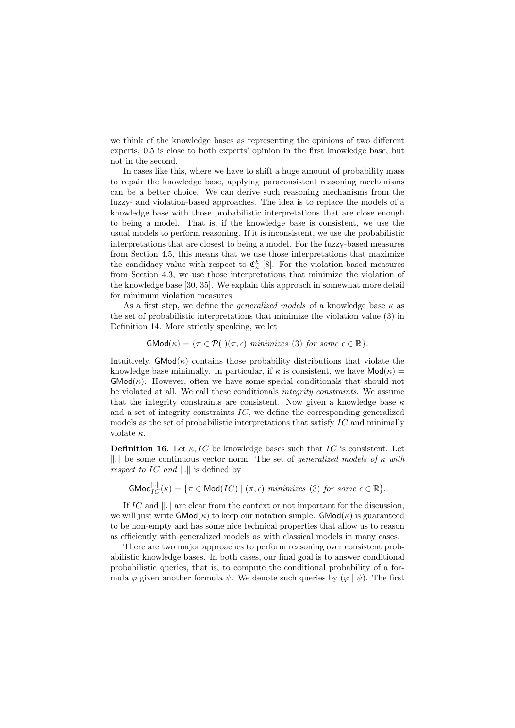we think of the knowledge bases as representing the opinions of two different experts, 0.5 is close to both experts' opinion in the first knowledge base, but not in the second.

In cases like this, where we have to shift a huge amount of probability mass to repair the knowledge base, applying paraconsistent reasoning mechanisms can be a better choice. We can derive such reasoning mechanisms from the fuzzy- and violation-based approaches. The idea is to replace the models of a knowledge base with those probabilistic interpretations that are close enough to being a model. That is, if the knowledge base is consistent, we use the usual models to perform reasoning. If it is inconsistent, we use the probabilistic interpretations that are closest to being a model. For the fuzzy-based measures from Section 4.5, this means that we use those interpretations that maximize the candidacy value with respect to $\mathfrak{C}^h_\kappa$ [8]. For the violation-based measures from Section 4.3, we use those interpretations that minimize the violation of the knowledge base [30, 35]. We explain this approach in somewhat more detail for minimum violation measures.

As a first step, we define the *generalized models* of a knowledge base $\kappa$ as the set of probabilistic interpretations that minimize the violation value (3) in Definition 14. More strictly speaking, we let

$$\mathsf{GMod}(\kappa) = \{\pi \in \mathcal{P}(|)(\pi, \epsilon) \text{ minimizes (3) for some } \epsilon \in \mathbb{R}\}.$$

Intuitively, $\mathsf{GMod}(\kappa)$ contains those probability distributions that violate the knowledge base minimally. In particular, if $\kappa$ is consistent, we have $\mathsf{Mod}(\kappa) = \mathsf{GMod}(\kappa)$. However, often we have some special conditionals that should not be violated at all. We call these conditionals *integrity constraints*. We assume that the integrity constraints are consistent. Now given a knowledge base $\kappa$ and a set of integrity constraints $IC$, we define the corresponding generalized models as the set of probabilistic interpretations that satisfy $IC$ and minimally violate $\kappa$.

**Definition 16.** Let $\kappa, IC$ be knowledge bases such that $IC$ is consistent. Let $\|.\|$ be some continuous vector norm. The set of *generalized models of $\kappa$ with respect to $IC$ and $\|.\|$* is defined by

$$\mathsf{GMod}^{\|.\|}_{IC}(\kappa) = \{\pi \in \mathsf{Mod}(IC) \mid (\pi, \epsilon) \text{ minimizes (3) for some } \epsilon \in \mathbb{R}\}.$$

If $IC$ and $\|.\|$ are clear from the context or not important for the discussion, we will just write $\mathsf{GMod}(\kappa)$ to keep our notation simple. $\mathsf{GMod}(\kappa)$ is guaranteed to be non-empty and has some nice technical properties that allow us to reason as efficiently with generalized models as with classical models in many cases.

There are two major approaches to perform reasoning over consistent probabilistic knowledge bases. In both cases, our final goal is to answer conditional probabilistic queries, that is, to compute the conditional probability of a formula $\varphi$ given another formula $\psi$. We denote such queries by $(\varphi \mid \psi)$. The first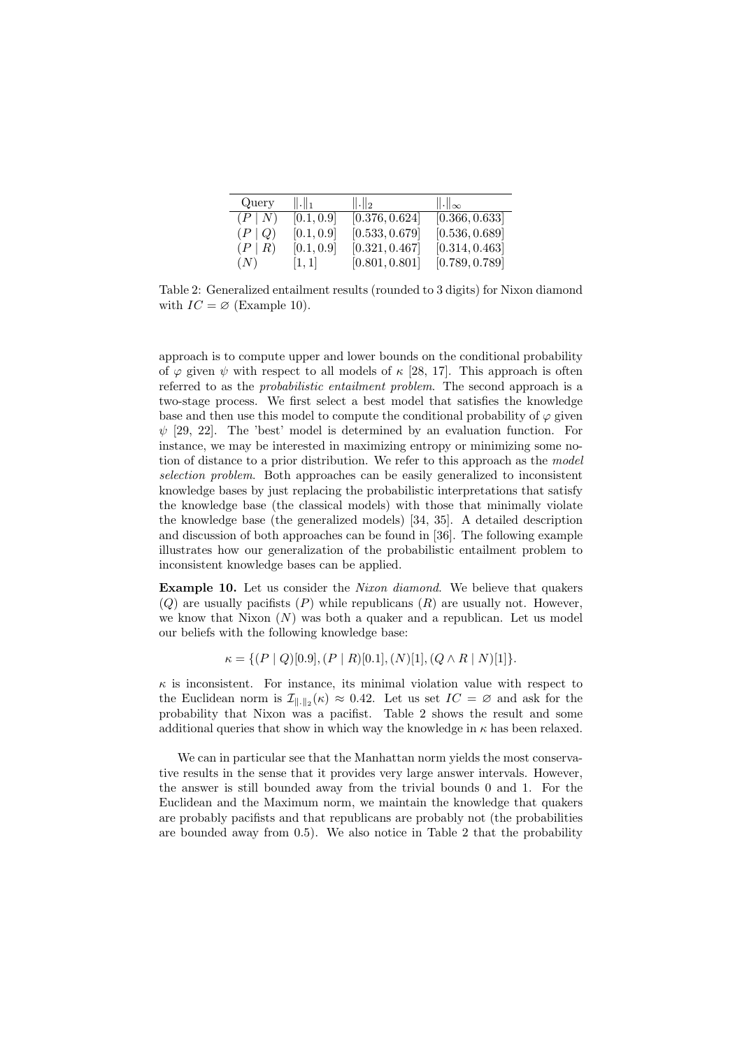| Query | $\|.\|_1$ | $\|.\|_2$ | $\|.\|_\infty$ |
|---|---|---|---|
| $(P \mid N)$ | $[0.1, 0.9]$ | $[0.376, 0.624]$ | $[0.366, 0.633]$ |
| $(P \mid Q)$ | $[0.1, 0.9]$ | $[0.533, 0.679]$ | $[0.536, 0.689]$ |
| $(P \mid R)$ | $[0.1, 0.9]$ | $[0.321, 0.467]$ | $[0.314, 0.463]$ |
| $(N)$ | $[1, 1]$ | $[0.801, 0.801]$ | $[0.789, 0.789]$ |

Table 2: Generalized entailment results (rounded to 3 digits) for Nixon diamond with $IC = \varnothing$ (Example 10).

approach is to compute upper and lower bounds on the conditional probability of $\varphi$ given $\psi$ with respect to all models of $\kappa$ [28, 17]. This approach is often referred to as the *probabilistic entailment problem*. The second approach is a two-stage process. We first select a best model that satisfies the knowledge base and then use this model to compute the conditional probability of $\varphi$ given $\psi$ [29, 22]. The 'best' model is determined by an evaluation function. For instance, we may be interested in maximizing entropy or minimizing some notion of distance to a prior distribution. We refer to this approach as the *model selection problem*. Both approaches can be easily generalized to inconsistent knowledge bases by just replacing the probabilistic interpretations that satisfy the knowledge base (the classical models) with those that minimally violate the knowledge base (the generalized models) [34, 35]. A detailed description and discussion of both approaches can be found in [36]. The following example illustrates how our generalization of the probabilistic entailment problem to inconsistent knowledge bases can be applied.

**Example 10.** Let us consider the *Nixon diamond*. We believe that quakers ($Q$) are usually pacifists ($P$) while republicans ($R$) are usually not. However, we know that Nixon ($N$) was both a quaker and a republican. Let us model our beliefs with the following knowledge base:

$$\kappa = \{(P \mid Q)[0.9], (P \mid R)[0.1], (N)[1], (Q \wedge R \mid N)[1]\}.$$

$\kappa$ is inconsistent. For instance, its minimal violation value with respect to the Euclidean norm is $\mathcal{I}_{\|.\|_2}(\kappa) \approx 0.42$. Let us set $IC = \varnothing$ and ask for the probability that Nixon was a pacifist. Table 2 shows the result and some additional queries that show in which way the knowledge in $\kappa$ has been relaxed.

We can in particular see that the Manhattan norm yields the most conservative results in the sense that it provides very large answer intervals. However, the answer is still bounded away from the trivial bounds 0 and 1. For the Euclidean and the Maximum norm, we maintain the knowledge that quakers are probably pacifists and that republicans are probably not (the probabilities are bounded away from 0.5). We also notice in Table 2 that the probability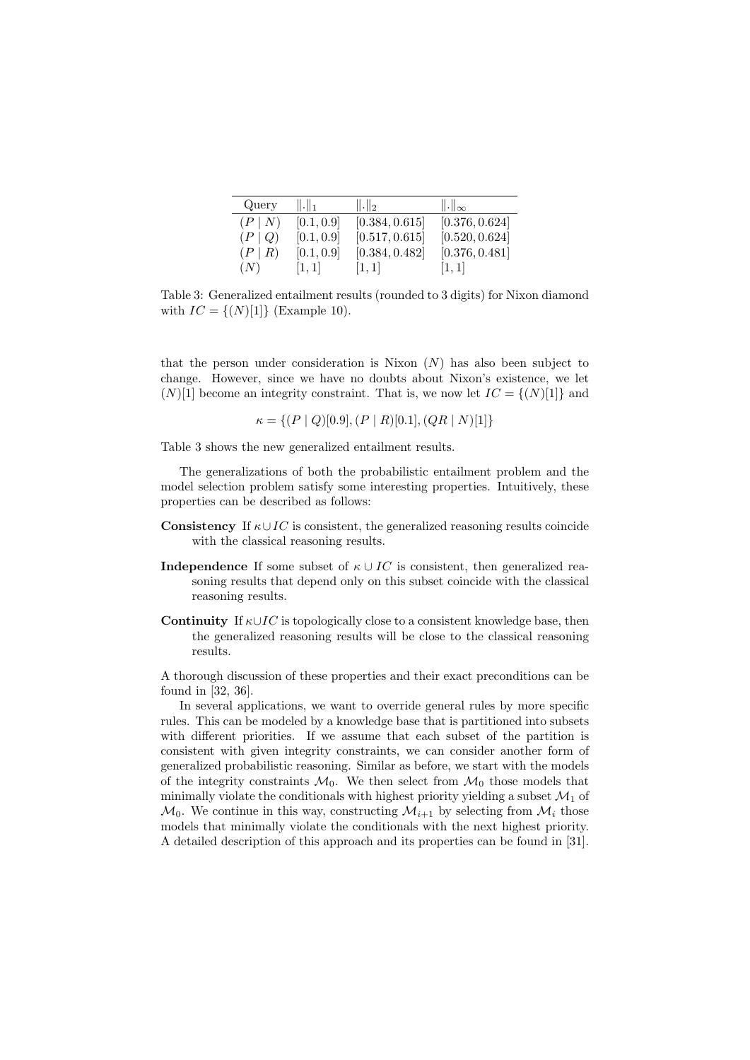| Query | $\|.\|_1$ | $\|.\|_2$ | $\|.\|_\infty$ |
|---|---|---|---|
| $(P \mid N)$ | $[0.1, 0.9]$ | $[0.384, 0.615]$ | $[0.376, 0.624]$ |
| $(P \mid Q)$ | $[0.1, 0.9]$ | $[0.517, 0.615]$ | $[0.520, 0.624]$ |
| $(P \mid R)$ | $[0.1, 0.9]$ | $[0.384, 0.482]$ | $[0.376, 0.481]$ |
| $(N)$ | $[1, 1]$ | $[1, 1]$ | $[1, 1]$ |

Table 3: Generalized entailment results (rounded to 3 digits) for Nixon diamond with $IC = \{(N)[1]\}$ (Example 10).

that the person under consideration is Nixon ($N$) has also been subject to change. However, since we have no doubts about Nixon's existence, we let $(N)[1]$ become an integrity constraint. That is, we now let $IC = \{(N)[1]\}$ and

$$\kappa = \{(P \mid Q)[0.9], (P \mid R)[0.1], (QR \mid N)[1]\}$$

Table 3 shows the new generalized entailment results.

The generalizations of both the probabilistic entailment problem and the model selection problem satisfy some interesting properties. Intuitively, these properties can be described as follows:

**Consistency** If $\kappa \cup IC$ is consistent, the generalized reasoning results coincide with the classical reasoning results.

**Independence** If some subset of $\kappa \cup IC$ is consistent, then generalized reasoning results that depend only on this subset coincide with the classical reasoning results.

**Continuity** If $\kappa \cup IC$ is topologically close to a consistent knowledge base, then the generalized reasoning results will be close to the classical reasoning results.

A thorough discussion of these properties and their exact preconditions can be found in [32, 36].

In several applications, we want to override general rules by more specific rules. This can be modeled by a knowledge base that is partitioned into subsets with different priorities. If we assume that each subset of the partition is consistent with given integrity constraints, we can consider another form of generalized probabilistic reasoning. Similar as before, we start with the models of the integrity constraints $\mathcal{M}_0$. We then select from $\mathcal{M}_0$ those models that minimally violate the conditionals with highest priority yielding a subset $\mathcal{M}_1$ of $\mathcal{M}_0$. We continue in this way, constructing $\mathcal{M}_{i+1}$ by selecting from $\mathcal{M}_i$ those models that minimally violate the conditionals with the next highest priority. A detailed description of this approach and its properties can be found in [31].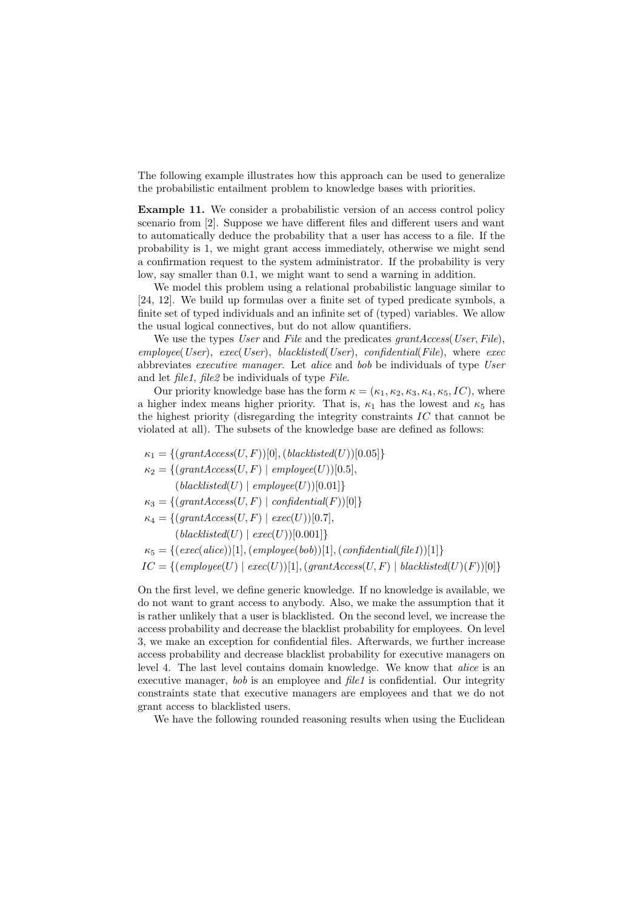The following example illustrates how this approach can be used to generalize the probabilistic entailment problem to knowledge bases with priorities.

**Example 11.** We consider a probabilistic version of an access control policy scenario from [2]. Suppose we have different files and different users and want to automatically deduce the probability that a user has access to a file. If the probability is 1, we might grant access immediately, otherwise we might send a confirmation request to the system administrator. If the probability is very low, say smaller than 0.1, we might want to send a warning in addition.

We model this problem using a relational probabilistic language similar to [24, 12]. We build up formulas over a finite set of typed predicate symbols, a finite set of typed individuals and an infinite set of (typed) variables. We allow the usual logical connectives, but do not allow quantifiers.

We use the types *User* and *File* and the predicates $grantAccess(User, File)$, $employee(User)$, $exec(User)$, $blacklisted(User)$, $confidential(File)$, where *exec* abbreviates *executive manager*. Let *alice* and *bob* be individuals of type *User* and let *file1*, *file2* be individuals of type *File*.

Our priority knowledge base has the form $\kappa = (\kappa_1, \kappa_2, \kappa_3, \kappa_4, \kappa_5, IC)$, where a higher index means higher priority. That is, $\kappa_1$ has the lowest and $\kappa_5$ has the highest priority (disregarding the integrity constraints $IC$ that cannot be violated at all). The subsets of the knowledge base are defined as follows:

$$\begin{aligned}
\kappa_1 &= \{(grantAccess(U, F))[0], (blacklisted(U))[0.05]\} \\
\kappa_2 &= \{(grantAccess(U, F) \mid employee(U))[0.5], \\
&\qquad (blacklisted(U) \mid employee(U))[0.01]\} \\
\kappa_3 &= \{(grantAccess(U, F) \mid confidential(F))[0]\} \\
\kappa_4 &= \{(grantAccess(U, F) \mid exec(U))[0.7], \\
&\qquad (blacklisted(U) \mid exec(U))[0.001]\} \\
\kappa_5 &= \{(exec(alice))[1], (employee(bob))[1], (confidential(file1))[1]\} \\
IC &= \{(employee(U) \mid exec(U))[1], (grantAccess(U, F) \mid blacklisted(U)(F))[0]\}
\end{aligned}$$

On the first level, we define generic knowledge. If no knowledge is available, we do not want to grant access to anybody. Also, we make the assumption that it is rather unlikely that a user is blacklisted. On the second level, we increase the access probability and decrease the blacklist probability for employees. On level 3, we make an exception for confidential files. Afterwards, we further increase access probability and decrease blacklist probability for executive managers on level 4. The last level contains domain knowledge. We know that *alice* is an executive manager, *bob* is an employee and *file1* is confidential. Our integrity constraints state that executive managers are employees and that we do not grant access to blacklisted users.

We have the following rounded reasoning results when using the Euclidean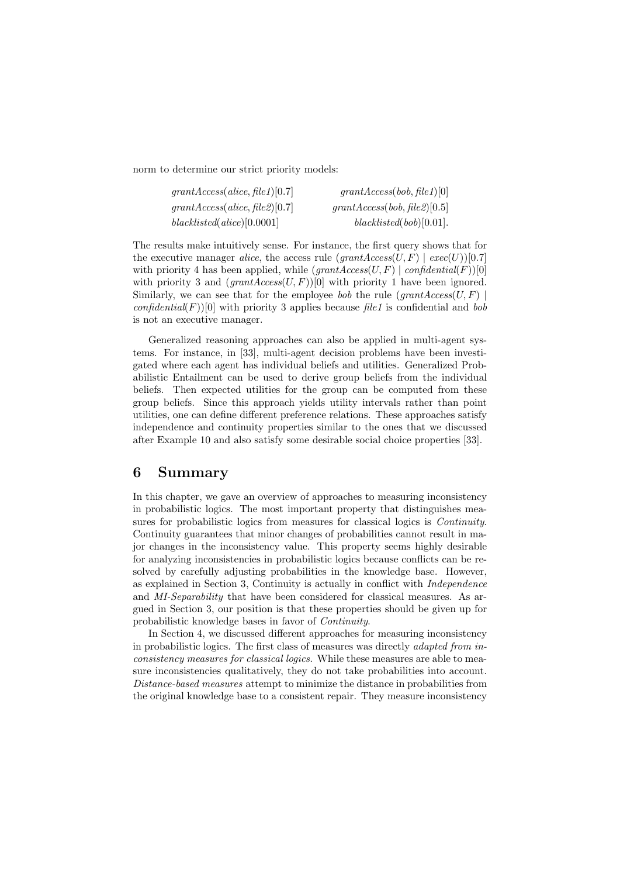norm to determine our strict priority models:

$$
\begin{array}{ll}
\textit{grantAccess}(\textit{alice}, \textit{file1})[0.7] & \textit{grantAccess}(\textit{bob}, \textit{file1})[0] \\
\textit{grantAccess}(\textit{alice}, \textit{file2})[0.7] & \textit{grantAccess}(\textit{bob}, \textit{file2})[0.5] \\
\textit{blacklisted}(\textit{alice})[0.0001] & \textit{blacklisted}(\textit{bob})[0.01].
\end{array}
$$

The results make intuitively sense. For instance, the first query shows that for the executive manager *alice*, the access rule $(\textit{grantAccess}(U, F) \mid \textit{exec}(U))[0.7]$ with priority 4 has been applied, while $(\textit{grantAccess}(U, F) \mid \textit{confidential}(F))[0]$ with priority 3 and $(\textit{grantAccess}(U, F))[0]$ with priority 1 have been ignored. Similarly, we can see that for the employee *bob* the rule $(\textit{grantAccess}(U, F) \mid \textit{confidential}(F))[0]$ with priority 3 applies because *file1* is confidential and *bob* is not an executive manager.

Generalized reasoning approaches can also be applied in multi-agent systems. For instance, in [33], multi-agent decision problems have been investigated where each agent has individual beliefs and utilities. Generalized Probabilistic Entailment can be used to derive group beliefs from the individual beliefs. Then expected utilities for the group can be computed from these group beliefs. Since this approach yields utility intervals rather than point utilities, one can define different preference relations. These approaches satisfy independence and continuity properties similar to the ones that we discussed after Example 10 and also satisfy some desirable social choice properties [33].

# 6 Summary

In this chapter, we gave an overview of approaches to measuring inconsistency in probabilistic logics. The most important property that distinguishes measures for probabilistic logics from measures for classical logics is *Continuity*. Continuity guarantees that minor changes of probabilities cannot result in major changes in the inconsistency value. This property seems highly desirable for analyzing inconsistencies in probabilistic logics because conflicts can be resolved by carefully adjusting probabilities in the knowledge base. However, as explained in Section 3, Continuity is actually in conflict with *Independence* and *MI-Separability* that have been considered for classical measures. As argued in Section 3, our position is that these properties should be given up for probabilistic knowledge bases in favor of *Continuity*.

In Section 4, we discussed different approaches for measuring inconsistency in probabilistic logics. The first class of measures was directly *adapted from inconsistency measures for classical logics*. While these measures are able to measure inconsistencies qualitatively, they do not take probabilities into account. *Distance-based measures* attempt to minimize the distance in probabilities from the original knowledge base to a consistent repair. They measure inconsistency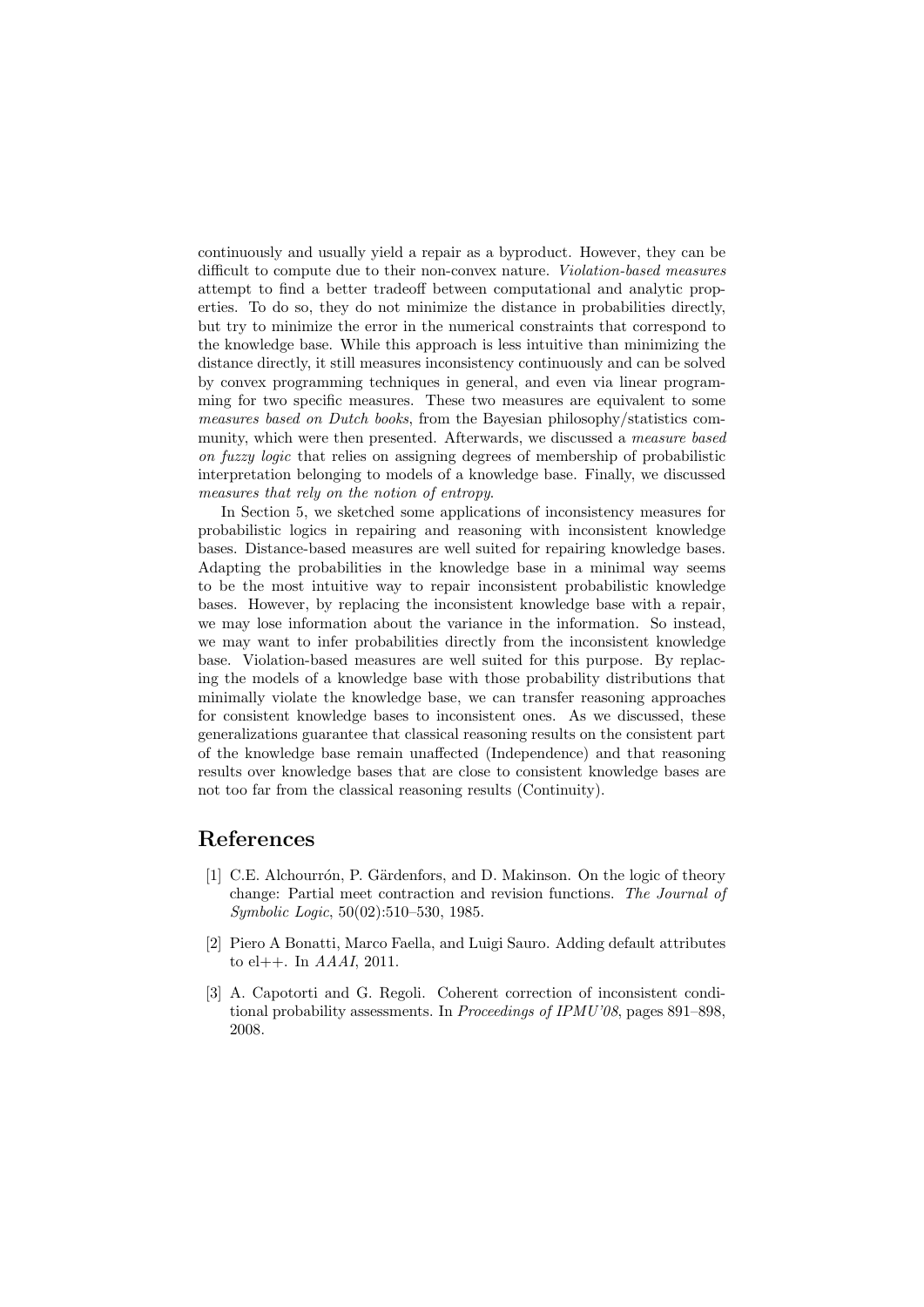continuously and usually yield a repair as a byproduct. However, they can be difficult to compute due to their non-convex nature. *Violation-based measures* attempt to find a better tradeoff between computational and analytic properties. To do so, they do not minimize the distance in probabilities directly, but try to minimize the error in the numerical constraints that correspond to the knowledge base. While this approach is less intuitive than minimizing the distance directly, it still measures inconsistency continuously and can be solved by convex programming techniques in general, and even via linear programming for two specific measures. These two measures are equivalent to some *measures based on Dutch books*, from the Bayesian philosophy/statistics community, which were then presented. Afterwards, we discussed a *measure based on fuzzy logic* that relies on assigning degrees of membership of probabilistic interpretation belonging to models of a knowledge base. Finally, we discussed *measures that rely on the notion of entropy*.

In Section 5, we sketched some applications of inconsistency measures for probabilistic logics in repairing and reasoning with inconsistent knowledge bases. Distance-based measures are well suited for repairing knowledge bases. Adapting the probabilities in the knowledge base in a minimal way seems to be the most intuitive way to repair inconsistent probabilistic knowledge bases. However, by replacing the inconsistent knowledge base with a repair, we may lose information about the variance in the information. So instead, we may want to infer probabilities directly from the inconsistent knowledge base. Violation-based measures are well suited for this purpose. By replacing the models of a knowledge base with those probability distributions that minimally violate the knowledge base, we can transfer reasoning approaches for consistent knowledge bases to inconsistent ones. As we discussed, these generalizations guarantee that classical reasoning results on the consistent part of the knowledge base remain unaffected (Independence) and that reasoning results over knowledge bases that are close to consistent knowledge bases are not too far from the classical reasoning results (Continuity).

# References

[1] C.E. Alchourrón, P. Gärdenfors, and D. Makinson. On the logic of theory change: Partial meet contraction and revision functions. *The Journal of Symbolic Logic*, 50(02):510–530, 1985.

[2] Piero A Bonatti, Marco Faella, and Luigi Sauro. Adding default attributes to el++. In *AAAI*, 2011.

[3] A. Capotorti and G. Regoli. Coherent correction of inconsistent conditional probability assessments. In *Proceedings of IPMU'08*, pages 891–898, 2008.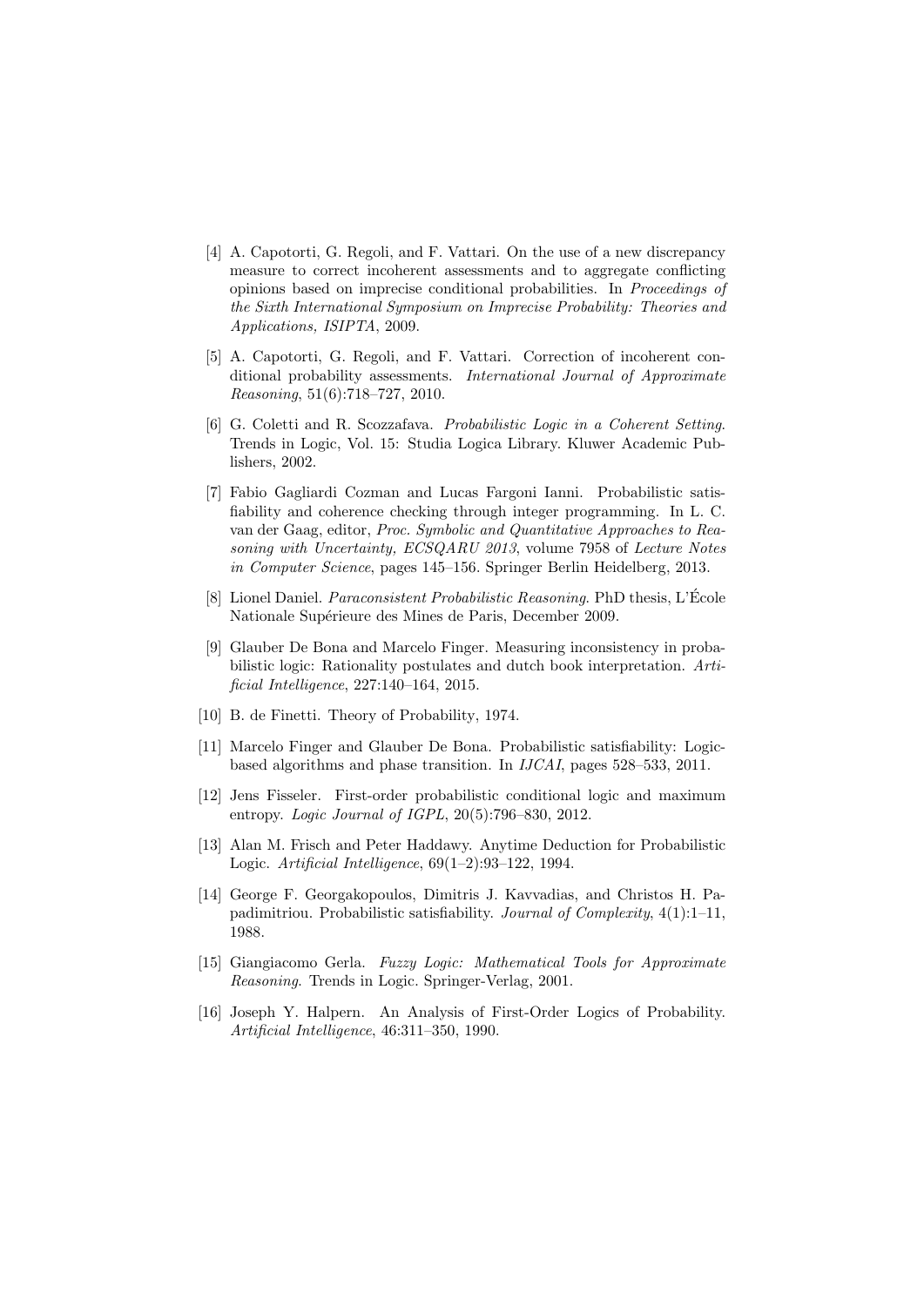[4] A. Capotorti, G. Regoli, and F. Vattari. On the use of a new discrepancy measure to correct incoherent assessments and to aggregate conflicting opinions based on imprecise conditional probabilities. In *Proceedings of the Sixth International Symposium on Imprecise Probability: Theories and Applications, ISIPTA*, 2009.

[5] A. Capotorti, G. Regoli, and F. Vattari. Correction of incoherent conditional probability assessments. *International Journal of Approximate Reasoning*, 51(6):718–727, 2010.

[6] G. Coletti and R. Scozzafava. *Probabilistic Logic in a Coherent Setting*. Trends in Logic, Vol. 15: Studia Logica Library. Kluwer Academic Publishers, 2002.

[7] Fabio Gagliardi Cozman and Lucas Fargoni Ianni. Probabilistic satisfiability and coherence checking through integer programming. In L. C. van der Gaag, editor, *Proc. Symbolic and Quantitative Approaches to Reasoning with Uncertainty, ECSQARU 2013*, volume 7958 of *Lecture Notes in Computer Science*, pages 145–156. Springer Berlin Heidelberg, 2013.

[8] Lionel Daniel. *Paraconsistent Probabilistic Reasoning*. PhD thesis, L'École Nationale Supérieure des Mines de Paris, December 2009.

[9] Glauber De Bona and Marcelo Finger. Measuring inconsistency in probabilistic logic: Rationality postulates and dutch book interpretation. *Artificial Intelligence*, 227:140–164, 2015.

[10] B. de Finetti. Theory of Probability, 1974.

[11] Marcelo Finger and Glauber De Bona. Probabilistic satisfiability: Logic-based algorithms and phase transition. In *IJCAI*, pages 528–533, 2011.

[12] Jens Fisseler. First-order probabilistic conditional logic and maximum entropy. *Logic Journal of IGPL*, 20(5):796–830, 2012.

[13] Alan M. Frisch and Peter Haddawy. Anytime Deduction for Probabilistic Logic. *Artificial Intelligence*, 69(1–2):93–122, 1994.

[14] George F. Georgakopoulos, Dimitris J. Kavvadias, and Christos H. Papadimitriou. Probabilistic satisfiability. *Journal of Complexity*, 4(1):1–11, 1988.

[15] Giangiacomo Gerla. *Fuzzy Logic: Mathematical Tools for Approximate Reasoning*. Trends in Logic. Springer-Verlag, 2001.

[16] Joseph Y. Halpern. An Analysis of First-Order Logics of Probability. *Artificial Intelligence*, 46:311–350, 1990.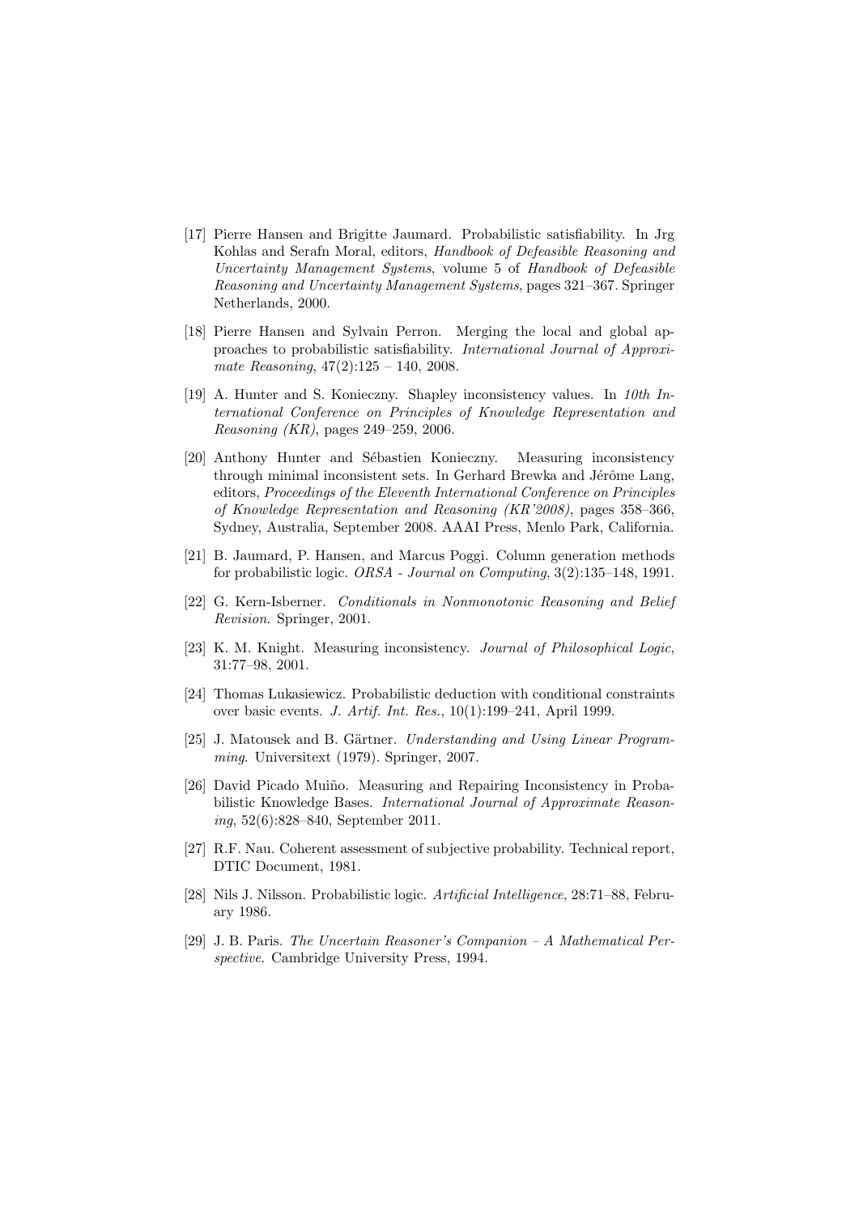[17] Pierre Hansen and Brigitte Jaumard. Probabilistic satisfiability. In Jrg Kohlas and Serafn Moral, editors, *Handbook of Defeasible Reasoning and Uncertainty Management Systems*, volume 5 of *Handbook of Defeasible Reasoning and Uncertainty Management Systems*, pages 321–367. Springer Netherlands, 2000.

[18] Pierre Hansen and Sylvain Perron. Merging the local and global approaches to probabilistic satisfiability. *International Journal of Approximate Reasoning*, 47(2):125 – 140, 2008.

[19] A. Hunter and S. Konieczny. Shapley inconsistency values. In *10th International Conference on Principles of Knowledge Representation and Reasoning (KR)*, pages 249–259, 2006.

[20] Anthony Hunter and Sébastien Konieczny. Measuring inconsistency through minimal inconsistent sets. In Gerhard Brewka and Jérôme Lang, editors, *Proceedings of the Eleventh International Conference on Principles of Knowledge Representation and Reasoning (KR'2008)*, pages 358–366, Sydney, Australia, September 2008. AAAI Press, Menlo Park, California.

[21] B. Jaumard, P. Hansen, and Marcus Poggi. Column generation methods for probabilistic logic. *ORSA - Journal on Computing*, 3(2):135–148, 1991.

[22] G. Kern-Isberner. *Conditionals in Nonmonotonic Reasoning and Belief Revision*. Springer, 2001.

[23] K. M. Knight. Measuring inconsistency. *Journal of Philosophical Logic*, 31:77–98, 2001.

[24] Thomas Lukasiewicz. Probabilistic deduction with conditional constraints over basic events. *J. Artif. Int. Res.*, 10(1):199–241, April 1999.

[25] J. Matousek and B. Gärtner. *Understanding and Using Linear Programming*. Universitext (1979). Springer, 2007.

[26] David Picado Muiño. Measuring and Repairing Inconsistency in Probabilistic Knowledge Bases. *International Journal of Approximate Reasoning*, 52(6):828–840, September 2011.

[27] R.F. Nau. Coherent assessment of subjective probability. Technical report, DTIC Document, 1981.

[28] Nils J. Nilsson. Probabilistic logic. *Artificial Intelligence*, 28:71–88, February 1986.

[29] J. B. Paris. *The Uncertain Reasoner's Companion – A Mathematical Perspective*. Cambridge University Press, 1994.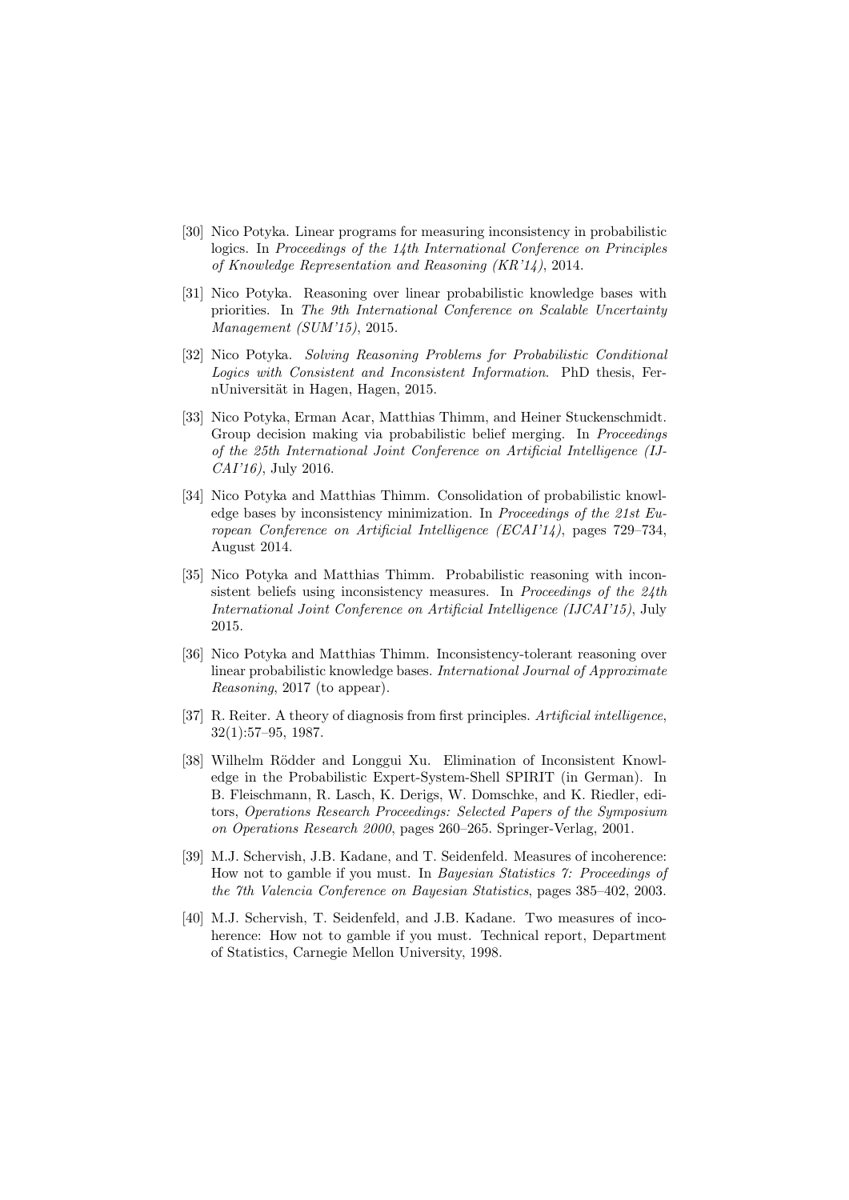[30] Nico Potyka. Linear programs for measuring inconsistency in probabilistic logics. In *Proceedings of the 14th International Conference on Principles of Knowledge Representation and Reasoning (KR'14)*, 2014.

[31] Nico Potyka. Reasoning over linear probabilistic knowledge bases with priorities. In *The 9th International Conference on Scalable Uncertainty Management (SUM'15)*, 2015.

[32] Nico Potyka. *Solving Reasoning Problems for Probabilistic Conditional Logics with Consistent and Inconsistent Information*. PhD thesis, FernUniversität in Hagen, Hagen, 2015.

[33] Nico Potyka, Erman Acar, Matthias Thimm, and Heiner Stuckenschmidt. Group decision making via probabilistic belief merging. In *Proceedings of the 25th International Joint Conference on Artificial Intelligence (IJCAI'16)*, July 2016.

[34] Nico Potyka and Matthias Thimm. Consolidation of probabilistic knowledge bases by inconsistency minimization. In *Proceedings of the 21st European Conference on Artificial Intelligence (ECAI'14)*, pages 729–734, August 2014.

[35] Nico Potyka and Matthias Thimm. Probabilistic reasoning with inconsistent beliefs using inconsistency measures. In *Proceedings of the 24th International Joint Conference on Artificial Intelligence (IJCAI'15)*, July 2015.

[36] Nico Potyka and Matthias Thimm. Inconsistency-tolerant reasoning over linear probabilistic knowledge bases. *International Journal of Approximate Reasoning*, 2017 (to appear).

[37] R. Reiter. A theory of diagnosis from first principles. *Artificial intelligence*, 32(1):57–95, 1987.

[38] Wilhelm Rödder and Longgui Xu. Elimination of Inconsistent Knowledge in the Probabilistic Expert-System-Shell SPIRIT (in German). In B. Fleischmann, R. Lasch, K. Derigs, W. Domschke, and K. Riedler, editors, *Operations Research Proceedings: Selected Papers of the Symposium on Operations Research 2000*, pages 260–265. Springer-Verlag, 2001.

[39] M.J. Schervish, J.B. Kadane, and T. Seidenfeld. Measures of incoherence: How not to gamble if you must. In *Bayesian Statistics 7: Proceedings of the 7th Valencia Conference on Bayesian Statistics*, pages 385–402, 2003.

[40] M.J. Schervish, T. Seidenfeld, and J.B. Kadane. Two measures of incoherence: How not to gamble if you must. Technical report, Department of Statistics, Carnegie Mellon University, 1998.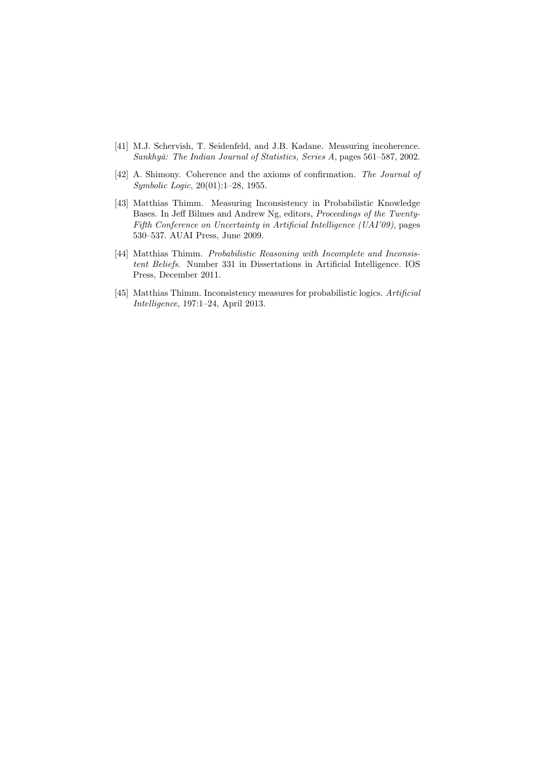[41] M.J. Schervish, T. Seidenfeld, and J.B. Kadane. Measuring incoherence. *Sankhyā: The Indian Journal of Statistics, Series A*, pages 561–587, 2002.

[42] A. Shimony. Coherence and the axioms of confirmation. *The Journal of Symbolic Logic*, 20(01):1–28, 1955.

[43] Matthias Thimm. Measuring Inconsistency in Probabilistic Knowledge Bases. In Jeff Bilmes and Andrew Ng, editors, *Proceedings of the Twenty-Fifth Conference on Uncertainty in Artificial Intelligence (UAI'09)*, pages 530–537. AUAI Press, June 2009.

[44] Matthias Thimm. *Probabilistic Reasoning with Incomplete and Inconsistent Beliefs*. Number 331 in Dissertations in Artificial Intelligence. IOS Press, December 2011.

[45] Matthias Thimm. Inconsistency measures for probabilistic logics. *Artificial Intelligence*, 197:1–24, April 2013.